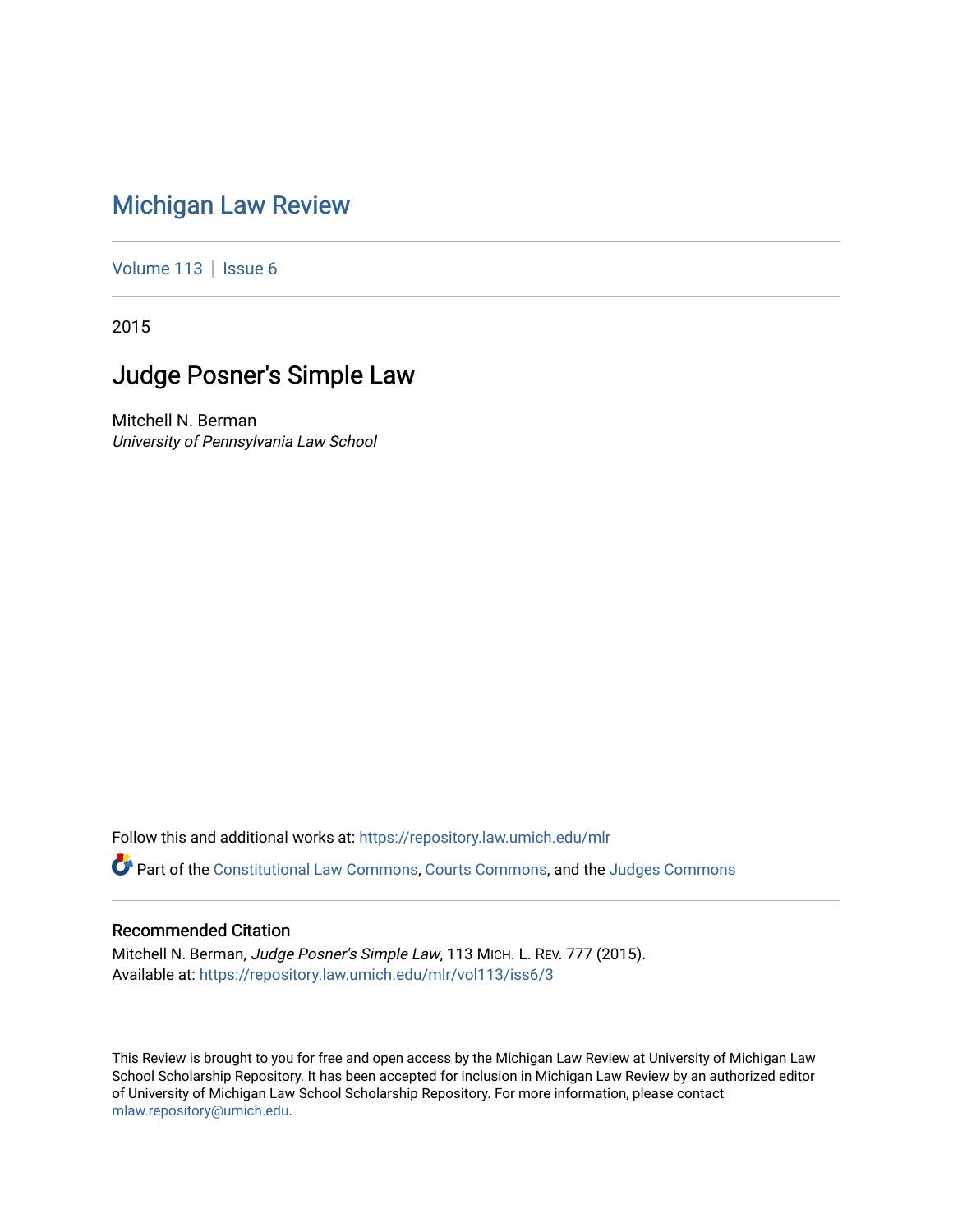# Michigan Law Review

Volume 113 | Issue 6

2015

## Judge Posner's Simple Law

Mitchell N. Berman
*University of Pennsylvania Law School*

Follow this and additional works at: https://repository.law.umich.edu/mlr

Part of the Constitutional Law Commons, Courts Commons, and the Judges Commons

### Recommended Citation

Mitchell N. Berman, *Judge Posner's Simple Law*, 113 MICH. L. REV. 777 (2015).
Available at: https://repository.law.umich.edu/mlr/vol113/iss6/3

This Review is brought to you for free and open access by the Michigan Law Review at University of Michigan Law School Scholarship Repository. It has been accepted for inclusion in Michigan Law Review by an authorized editor of University of Michigan Law School Scholarship Repository. For more information, please contact mlaw.repository@umich.edu.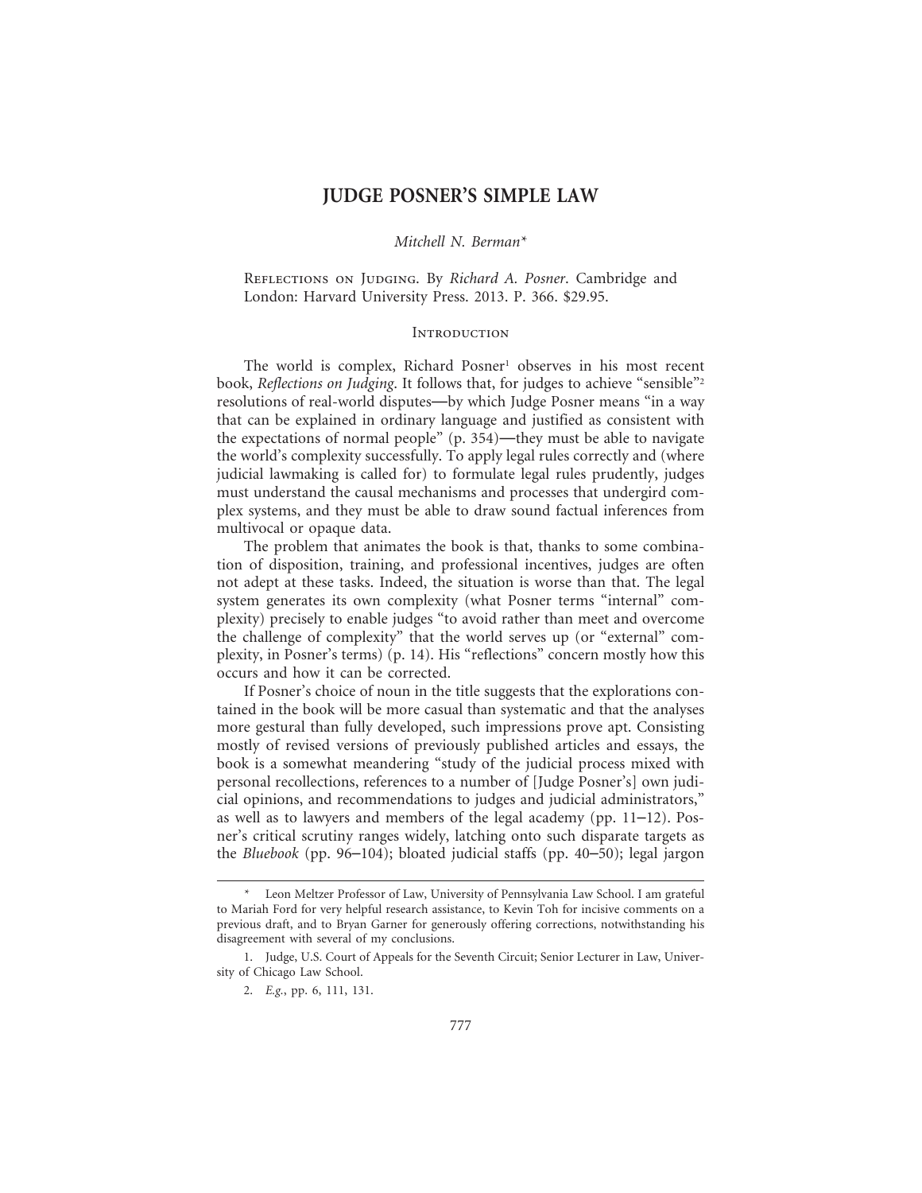# JUDGE POSNER'S SIMPLE LAW

*Mitchell N. Berman*\*

Reflections on Judging. By *Richard A. Posner*. Cambridge and London: Harvard University Press. 2013. P. 366. $29.95.

## Introduction

The world is complex, Richard Posner[1] observes in his most recent book, *Reflections on Judging*. It follows that, for judges to achieve "sensible"[2] resolutions of real-world disputes—by which Judge Posner means "in a way that can be explained in ordinary language and justified as consistent with the expectations of normal people" (p. 354)—they must be able to navigate the world's complexity successfully. To apply legal rules correctly and (where judicial lawmaking is called for) to formulate legal rules prudently, judges must understand the causal mechanisms and processes that undergird complex systems, and they must be able to draw sound factual inferences from multivocal or opaque data.

The problem that animates the book is that, thanks to some combination of disposition, training, and professional incentives, judges are often not adept at these tasks. Indeed, the situation is worse than that. The legal system generates its own complexity (what Posner terms "internal" complexity) precisely to enable judges "to avoid rather than meet and overcome the challenge of complexity" that the world serves up (or "external" complexity, in Posner's terms) (p. 14). His "reflections" concern mostly how this occurs and how it can be corrected.

If Posner's choice of noun in the title suggests that the explorations contained in the book will be more casual than systematic and that the analyses more gestural than fully developed, such impressions prove apt. Consisting mostly of revised versions of previously published articles and essays, the book is a somewhat meandering "study of the judicial process mixed with personal recollections, references to a number of [Judge Posner's] own judicial opinions, and recommendations to judges and judicial administrators," as well as to lawyers and members of the legal academy (pp. 11–12). Posner's critical scrutiny ranges widely, latching onto such disparate targets as the *Bluebook* (pp. 96–104); bloated judicial staffs (pp. 40–50); legal jargon

---

\* Leon Meltzer Professor of Law, University of Pennsylvania Law School. I am grateful to Mariah Ford for very helpful research assistance, to Kevin Toh for incisive comments on a previous draft, and to Bryan Garner for generously offering corrections, notwithstanding his disagreement with several of my conclusions.

1. Judge, U.S. Court of Appeals for the Seventh Circuit; Senior Lecturer in Law, University of Chicago Law School.

2. *E.g.*, pp. 6, 111, 131.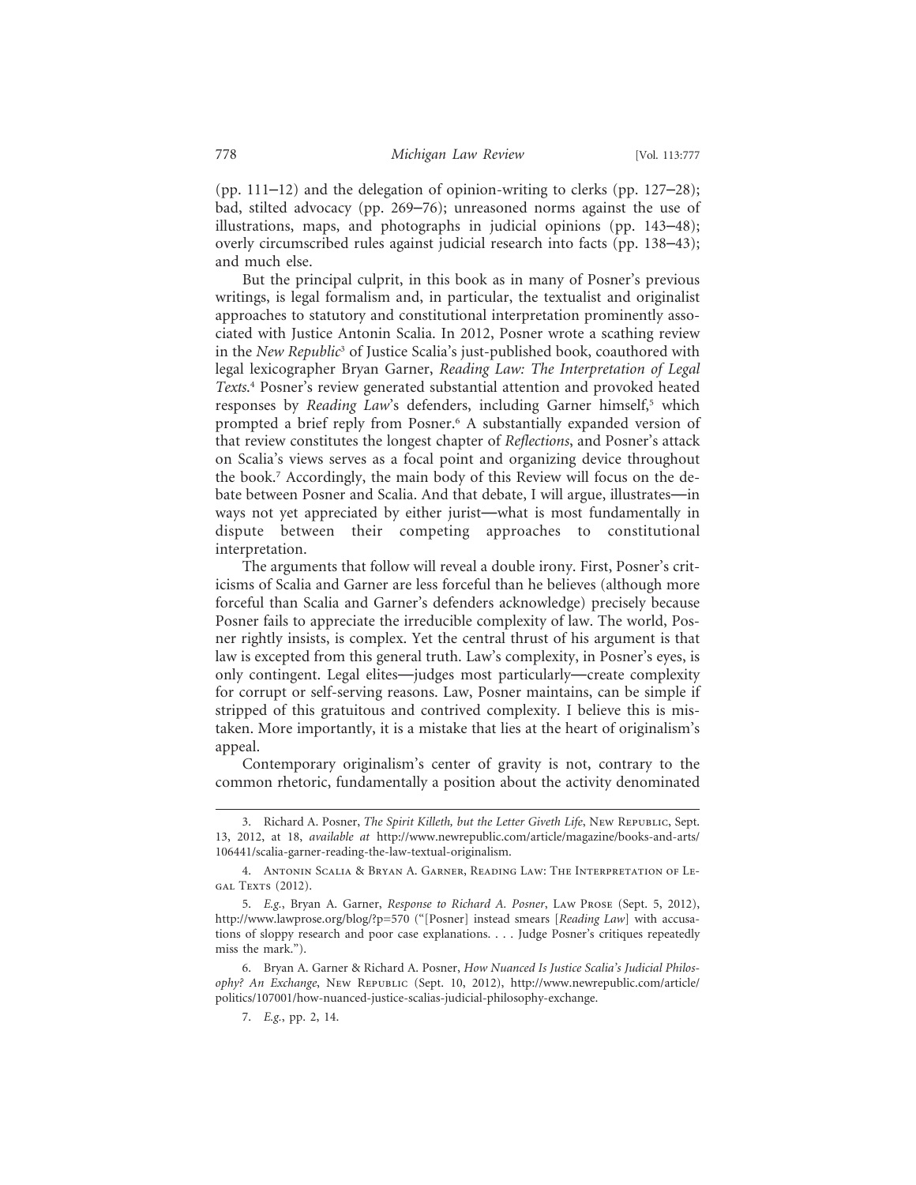(pp. 111–12) and the delegation of opinion-writing to clerks (pp. 127–28); bad, stilted advocacy (pp. 269–76); unreasoned norms against the use of illustrations, maps, and photographs in judicial opinions (pp. 143–48); overly circumscribed rules against judicial research into facts (pp. 138–43); and much else.

But the principal culprit, in this book as in many of Posner's previous writings, is legal formalism and, in particular, the textualist and originalist approaches to statutory and constitutional interpretation prominently associated with Justice Antonin Scalia. In 2012, Posner wrote a scathing review in the *New Republic*[3] of Justice Scalia's just-published book, coauthored with legal lexicographer Bryan Garner, *Reading Law: The Interpretation of Legal Texts*.[4] Posner's review generated substantial attention and provoked heated responses by *Reading Law*'s defenders, including Garner himself,[5] which prompted a brief reply from Posner.[6] A substantially expanded version of that review constitutes the longest chapter of *Reflections*, and Posner's attack on Scalia's views serves as a focal point and organizing device throughout the book.[7] Accordingly, the main body of this Review will focus on the debate between Posner and Scalia. And that debate, I will argue, illustrates—in ways not yet appreciated by either jurist—what is most fundamentally in dispute between their competing approaches to constitutional interpretation.

The arguments that follow will reveal a double irony. First, Posner's criticisms of Scalia and Garner are less forceful than he believes (although more forceful than Scalia and Garner's defenders acknowledge) precisely because Posner fails to appreciate the irreducible complexity of law. The world, Posner rightly insists, is complex. Yet the central thrust of his argument is that law is excepted from this general truth. Law's complexity, in Posner's eyes, is only contingent. Legal elites—judges most particularly—create complexity for corrupt or self-serving reasons. Law, Posner maintains, can be simple if stripped of this gratuitous and contrived complexity. I believe this is mistaken. More importantly, it is a mistake that lies at the heart of originalism's appeal.

Contemporary originalism's center of gravity is not, contrary to the common rhetoric, fundamentally a position about the activity denominated

---

3. Richard A. Posner, *The Spirit Killeth, but the Letter Giveth Life*, New Republic, Sept. 13, 2012, at 18, *available at* http://www.newrepublic.com/article/magazine/books-and-arts/106441/scalia-garner-reading-the-law-textual-originalism.

4. Antonin Scalia & Bryan A. Garner, Reading Law: The Interpretation of Legal Texts (2012).

5. *E.g.*, Bryan A. Garner, *Response to Richard A. Posner*, Law Prose (Sept. 5, 2012), http://www.lawprose.org/blog/?p=570 ("[Posner] instead smears [*Reading Law*] with accusations of sloppy research and poor case explanations. . . . Judge Posner's critiques repeatedly miss the mark.").

6. Bryan A. Garner & Richard A. Posner, *How Nuanced Is Justice Scalia's Judicial Philosophy? An Exchange*, New Republic (Sept. 10, 2012), http://www.newrepublic.com/article/politics/107001/how-nuanced-justice-scalias-judicial-philosophy-exchange.

7. *E.g.*, pp. 2, 14.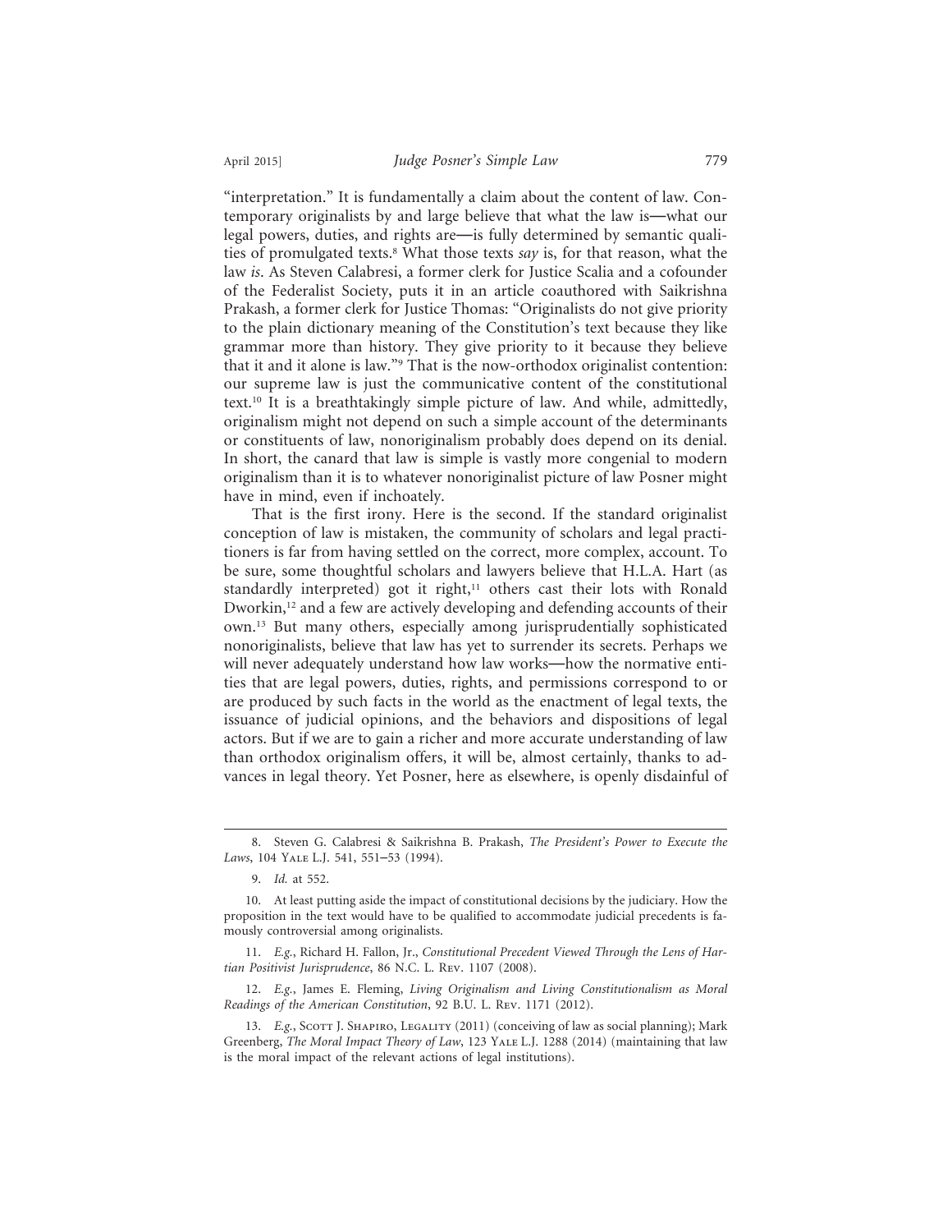"interpretation." It is fundamentally a claim about the content of law. Contemporary originalists by and large believe that what the law is—what our legal powers, duties, and rights are—is fully determined by semantic qualities of promulgated texts.[8] What those texts *say* is, for that reason, what the law *is*. As Steven Calabresi, a former clerk for Justice Scalia and a cofounder of the Federalist Society, puts it in an article coauthored with Saikrishna Prakash, a former clerk for Justice Thomas: "Originalists do not give priority to the plain dictionary meaning of the Constitution's text because they like grammar more than history. They give priority to it because they believe that it and it alone is law."[9] That is the now-orthodox originalist contention: our supreme law is just the communicative content of the constitutional text.[10] It is a breathtakingly simple picture of law. And while, admittedly, originalism might not depend on such a simple account of the determinants or constituents of law, nonoriginalism probably does depend on its denial. In short, the canard that law is simple is vastly more congenial to modern originalism than it is to whatever nonoriginalist picture of law Posner might have in mind, even if inchoately.

That is the first irony. Here is the second. If the standard originalist conception of law is mistaken, the community of scholars and legal practitioners is far from having settled on the correct, more complex, account. To be sure, some thoughtful scholars and lawyers believe that H.L.A. Hart (as standardly interpreted) got it right,[11] others cast their lots with Ronald Dworkin,[12] and a few are actively developing and defending accounts of their own.[13] But many others, especially among jurisprudentially sophisticated nonoriginalists, believe that law has yet to surrender its secrets. Perhaps we will never adequately understand how law works—how the normative entities that are legal powers, duties, rights, and permissions correspond to or are produced by such facts in the world as the enactment of legal texts, the issuance of judicial opinions, and the behaviors and dispositions of legal actors. But if we are to gain a richer and more accurate understanding of law than orthodox originalism offers, it will be, almost certainly, thanks to advances in legal theory. Yet Posner, here as elsewhere, is openly disdainful of

---

8. Steven G. Calabresi & Saikrishna B. Prakash, *The President's Power to Execute the Laws*, 104 Yale L.J. 541, 551–53 (1994).

9. *Id.* at 552.

10. At least putting aside the impact of constitutional decisions by the judiciary. How the proposition in the text would have to be qualified to accommodate judicial precedents is famously controversial among originalists.

11. *E.g.*, Richard H. Fallon, Jr., *Constitutional Precedent Viewed Through the Lens of Hartian Positivist Jurisprudence*, 86 N.C. L. Rev. 1107 (2008).

12. *E.g.*, James E. Fleming, *Living Originalism and Living Constitutionalism as Moral Readings of the American Constitution*, 92 B.U. L. Rev. 1171 (2012).

13. *E.g.*, Scott J. Shapiro, Legality (2011) (conceiving of law as social planning); Mark Greenberg, *The Moral Impact Theory of Law*, 123 Yale L.J. 1288 (2014) (maintaining that law is the moral impact of the relevant actions of legal institutions).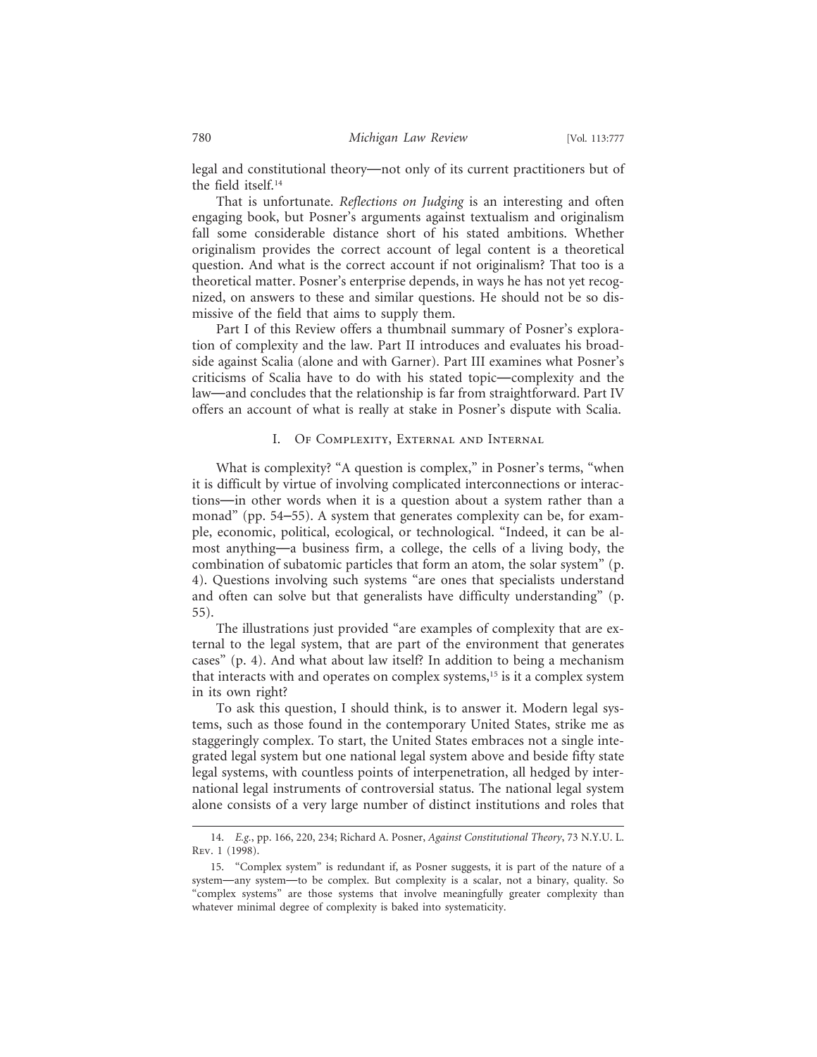legal and constitutional theory—not only of its current practitioners but of the field itself.[14]

That is unfortunate. *Reflections on Judging* is an interesting and often engaging book, but Posner's arguments against textualism and originalism fall some considerable distance short of his stated ambitions. Whether originalism provides the correct account of legal content is a theoretical question. And what is the correct account if not originalism? That too is a theoretical matter. Posner's enterprise depends, in ways he has not yet recognized, on answers to these and similar questions. He should not be so dismissive of the field that aims to supply them.

Part I of this Review offers a thumbnail summary of Posner's exploration of complexity and the law. Part II introduces and evaluates his broadside against Scalia (alone and with Garner). Part III examines what Posner's criticisms of Scalia have to do with his stated topic—complexity and the law—and concludes that the relationship is far from straightforward. Part IV offers an account of what is really at stake in Posner's dispute with Scalia.

## I. Of Complexity, External and Internal

What is complexity? "A question is complex," in Posner's terms, "when it is difficult by virtue of involving complicated interconnections or interactions—in other words when it is a question about a system rather than a monad" (pp. 54–55). A system that generates complexity can be, for example, economic, political, ecological, or technological. "Indeed, it can be almost anything—a business firm, a college, the cells of a living body, the combination of subatomic particles that form an atom, the solar system" (p. 4). Questions involving such systems "are ones that specialists understand and often can solve but that generalists have difficulty understanding" (p. 55).

The illustrations just provided "are examples of complexity that are external to the legal system, that are part of the environment that generates cases" (p. 4). And what about law itself? In addition to being a mechanism that interacts with and operates on complex systems,[15] is it a complex system in its own right?

To ask this question, I should think, is to answer it. Modern legal systems, such as those found in the contemporary United States, strike me as staggeringly complex. To start, the United States embraces not a single integrated legal system but one national legal system above and beside fifty state legal systems, with countless points of interpenetration, all hedged by international legal instruments of controversial status. The national legal system alone consists of a very large number of distinct institutions and roles that

---

14. *E.g.*, pp. 166, 220, 234; Richard A. Posner, *Against Constitutional Theory*, 73 N.Y.U. L. Rev. 1 (1998).

15. "Complex system" is redundant if, as Posner suggests, it is part of the nature of a system—any system—to be complex. But complexity is a scalar, not a binary, quality. So "complex systems" are those systems that involve meaningfully greater complexity than whatever minimal degree of complexity is baked into systematicity.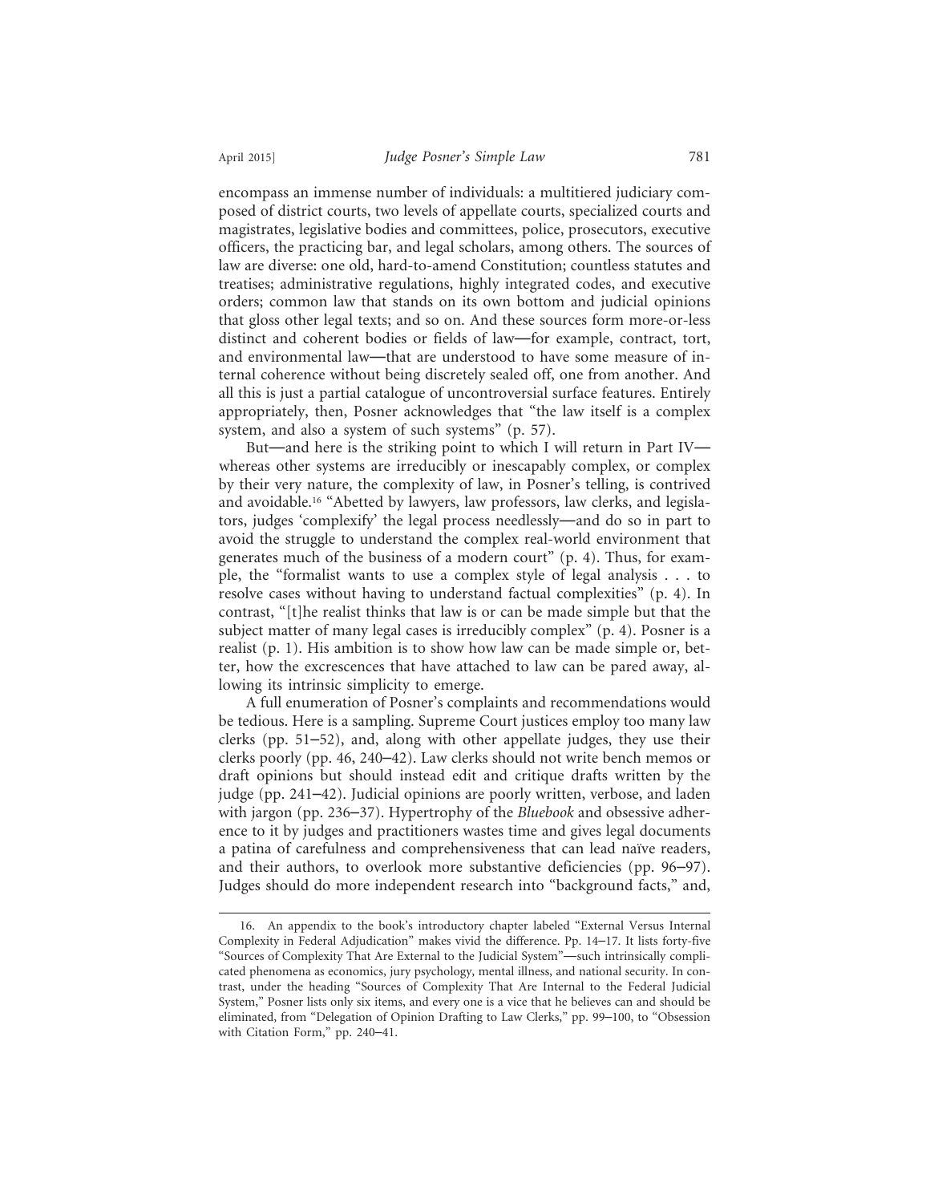encompass an immense number of individuals: a multitiered judiciary composed of district courts, two levels of appellate courts, specialized courts and magistrates, legislative bodies and committees, police, prosecutors, executive officers, the practicing bar, and legal scholars, among others. The sources of law are diverse: one old, hard-to-amend Constitution; countless statutes and treatises; administrative regulations, highly integrated codes, and executive orders; common law that stands on its own bottom and judicial opinions that gloss other legal texts; and so on. And these sources form more-or-less distinct and coherent bodies or fields of law—for example, contract, tort, and environmental law—that are understood to have some measure of internal coherence without being discretely sealed off, one from another. And all this is just a partial catalogue of uncontroversial surface features. Entirely appropriately, then, Posner acknowledges that "the law itself is a complex system, and also a system of such systems" (p. 57).

But—and here is the striking point to which I will return in Part IV—whereas other systems are irreducibly or inescapably complex, or complex by their very nature, the complexity of law, in Posner's telling, is contrived and avoidable.[16] "Abetted by lawyers, law professors, law clerks, and legislators, judges 'complexify' the legal process needlessly—and do so in part to avoid the struggle to understand the complex real-world environment that generates much of the business of a modern court" (p. 4). Thus, for example, the "formalist wants to use a complex style of legal analysis . . . to resolve cases without having to understand factual complexities" (p. 4). In contrast, "[t]he realist thinks that law is or can be made simple but that the subject matter of many legal cases is irreducibly complex" (p. 4). Posner is a realist (p. 1). His ambition is to show how law can be made simple or, better, how the excrescences that have attached to law can be pared away, allowing its intrinsic simplicity to emerge.

A full enumeration of Posner's complaints and recommendations would be tedious. Here is a sampling. Supreme Court justices employ too many law clerks (pp. 51–52), and, along with other appellate judges, they use their clerks poorly (pp. 46, 240–42). Law clerks should not write bench memos or draft opinions but should instead edit and critique drafts written by the judge (pp. 241–42). Judicial opinions are poorly written, verbose, and laden with jargon (pp. 236–37). Hypertrophy of the *Bluebook* and obsessive adherence to it by judges and practitioners wastes time and gives legal documents a patina of carefulness and comprehensiveness that can lead naïve readers, and their authors, to overlook more substantive deficiencies (pp. 96–97). Judges should do more independent research into "background facts," and,

---

16. An appendix to the book's introductory chapter labeled "External Versus Internal Complexity in Federal Adjudication" makes vivid the difference. Pp. 14–17. It lists forty-five "Sources of Complexity That Are External to the Judicial System"—such intrinsically complicated phenomena as economics, jury psychology, mental illness, and national security. In contrast, under the heading "Sources of Complexity That Are Internal to the Federal Judicial System," Posner lists only six items, and every one is a vice that he believes can and should be eliminated, from "Delegation of Opinion Drafting to Law Clerks," pp. 99–100, to "Obsession with Citation Form," pp. 240–41.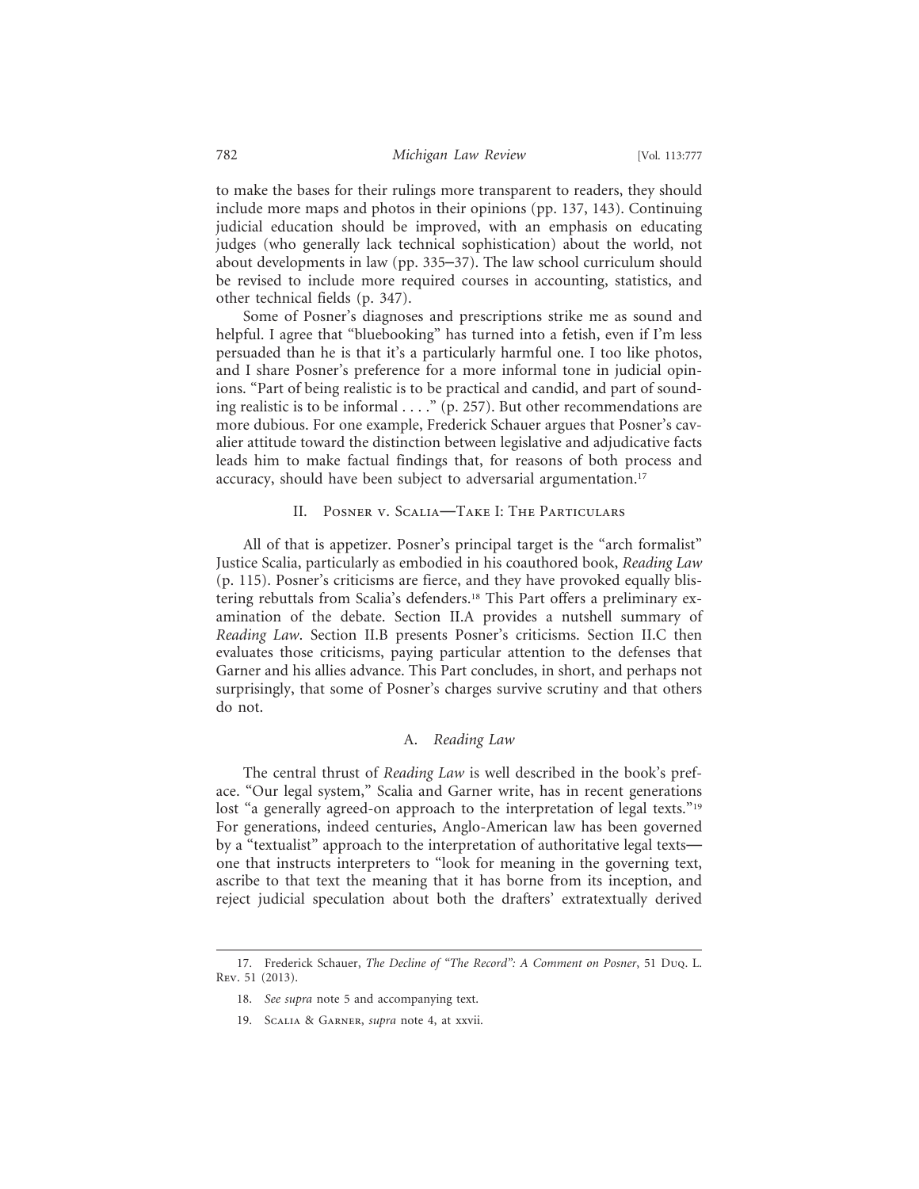to make the bases for their rulings more transparent to readers, they should include more maps and photos in their opinions (pp. 137, 143). Continuing judicial education should be improved, with an emphasis on educating judges (who generally lack technical sophistication) about the world, not about developments in law (pp. 335–37). The law school curriculum should be revised to include more required courses in accounting, statistics, and other technical fields (p. 347).

Some of Posner's diagnoses and prescriptions strike me as sound and helpful. I agree that "bluebooking" has turned into a fetish, even if I'm less persuaded than he is that it's a particularly harmful one. I too like photos, and I share Posner's preference for a more informal tone in judicial opinions. "Part of being realistic is to be practical and candid, and part of sounding realistic is to be informal . . . ." (p. 257). But other recommendations are more dubious. For one example, Frederick Schauer argues that Posner's cavalier attitude toward the distinction between legislative and adjudicative facts leads him to make factual findings that, for reasons of both process and accuracy, should have been subject to adversarial argumentation.[17]

## II. Posner v. Scalia—Take I: The Particulars

All of that is appetizer. Posner's principal target is the "arch formalist" Justice Scalia, particularly as embodied in his coauthored book, *Reading Law* (p. 115). Posner's criticisms are fierce, and they have provoked equally blistering rebuttals from Scalia's defenders.[18] This Part offers a preliminary examination of the debate. Section II.A provides a nutshell summary of *Reading Law*. Section II.B presents Posner's criticisms. Section II.C then evaluates those criticisms, paying particular attention to the defenses that Garner and his allies advance. This Part concludes, in short, and perhaps not surprisingly, that some of Posner's charges survive scrutiny and that others do not.

### A. *Reading Law*

The central thrust of *Reading Law* is well described in the book's preface. "Our legal system," Scalia and Garner write, has in recent generations lost "a generally agreed-on approach to the interpretation of legal texts."[19] For generations, indeed centuries, Anglo-American law has been governed by a "textualist" approach to the interpretation of authoritative legal texts—one that instructs interpreters to "look for meaning in the governing text, ascribe to that text the meaning that it has borne from its inception, and reject judicial speculation about both the drafters' extratextually derived

---

17. Frederick Schauer, *The Decline of "The Record": A Comment on Posner*, 51 Duq. L. Rev. 51 (2013).

18. *See supra* note 5 and accompanying text.

19. Scalia & Garner, *supra* note 4, at xxvii.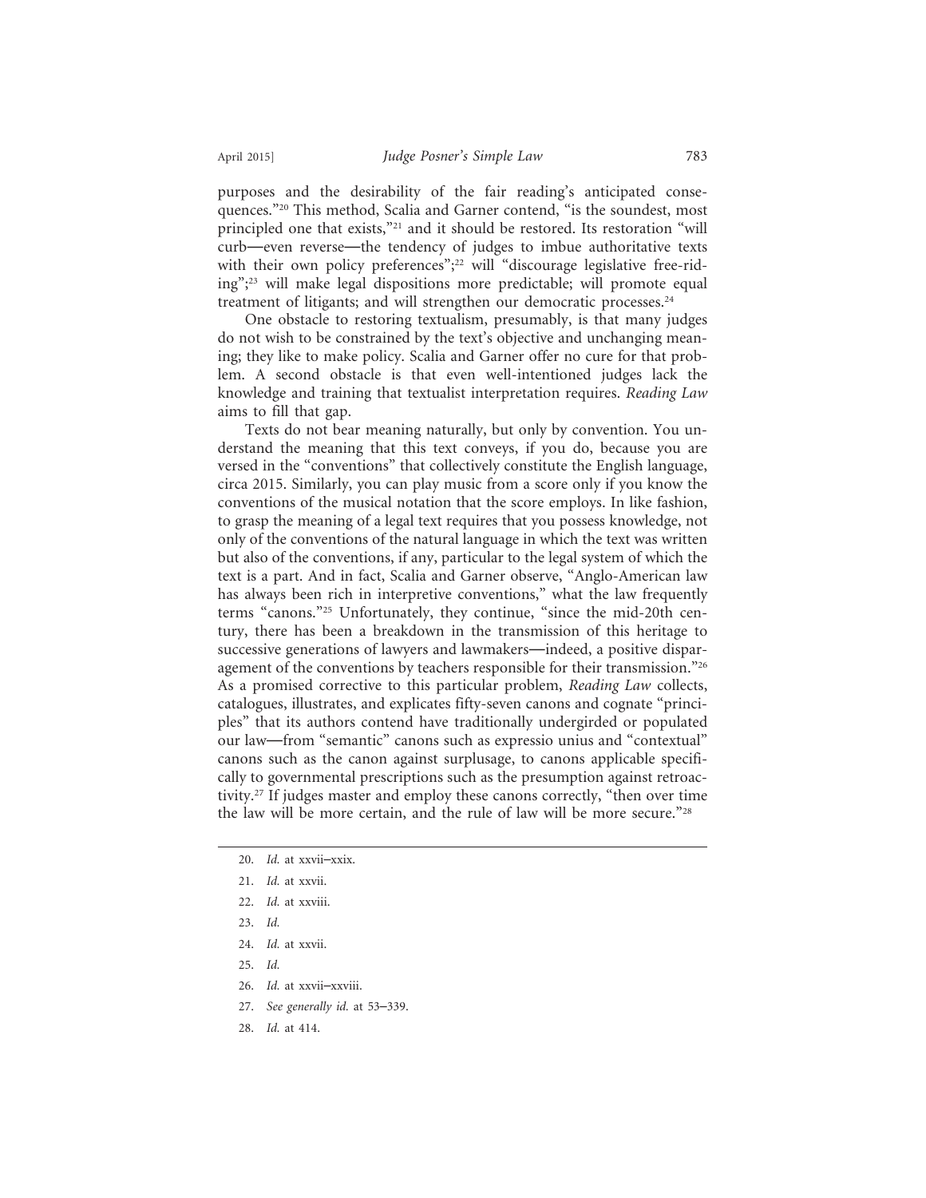purposes and the desirability of the fair reading's anticipated consequences."[20] This method, Scalia and Garner contend, "is the soundest, most principled one that exists,"[21] and it should be restored. Its restoration "will curb—even reverse—the tendency of judges to imbue authoritative texts with their own policy preferences";[22] will "discourage legislative free-riding";[23] will make legal dispositions more predictable; will promote equal treatment of litigants; and will strengthen our democratic processes.[24]

One obstacle to restoring textualism, presumably, is that many judges do not wish to be constrained by the text's objective and unchanging meaning; they like to make policy. Scalia and Garner offer no cure for that problem. A second obstacle is that even well-intentioned judges lack the knowledge and training that textualist interpretation requires. *Reading Law* aims to fill that gap.

Texts do not bear meaning naturally, but only by convention. You understand the meaning that this text conveys, if you do, because you are versed in the "conventions" that collectively constitute the English language, circa 2015. Similarly, you can play music from a score only if you know the conventions of the musical notation that the score employs. In like fashion, to grasp the meaning of a legal text requires that you possess knowledge, not only of the conventions of the natural language in which the text was written but also of the conventions, if any, particular to the legal system of which the text is a part. And in fact, Scalia and Garner observe, "Anglo-American law has always been rich in interpretive conventions," what the law frequently terms "canons."[25] Unfortunately, they continue, "since the mid-20th century, there has been a breakdown in the transmission of this heritage to successive generations of lawyers and lawmakers—indeed, a positive disparagement of the conventions by teachers responsible for their transmission."[26] As a promised corrective to this particular problem, *Reading Law* collects, catalogues, illustrates, and explicates fifty-seven canons and cognate "principles" that its authors contend have traditionally undergirded or populated our law—from "semantic" canons such as expressio unius and "contextual" canons such as the canon against surplusage, to canons applicable specifically to governmental prescriptions such as the presumption against retroactivity.[27] If judges master and employ these canons correctly, "then over time the law will be more certain, and the rule of law will be more secure."[28]

---

20. *Id.* at xxvii–xxix.

21. *Id.* at xxvii.

22. *Id.* at xxviii.

23. *Id.*

24. *Id.* at xxvii.

25. *Id.*

26. *Id.* at xxvii–xxviii.

27. *See generally id.* at 53–339.

28. *Id.* at 414.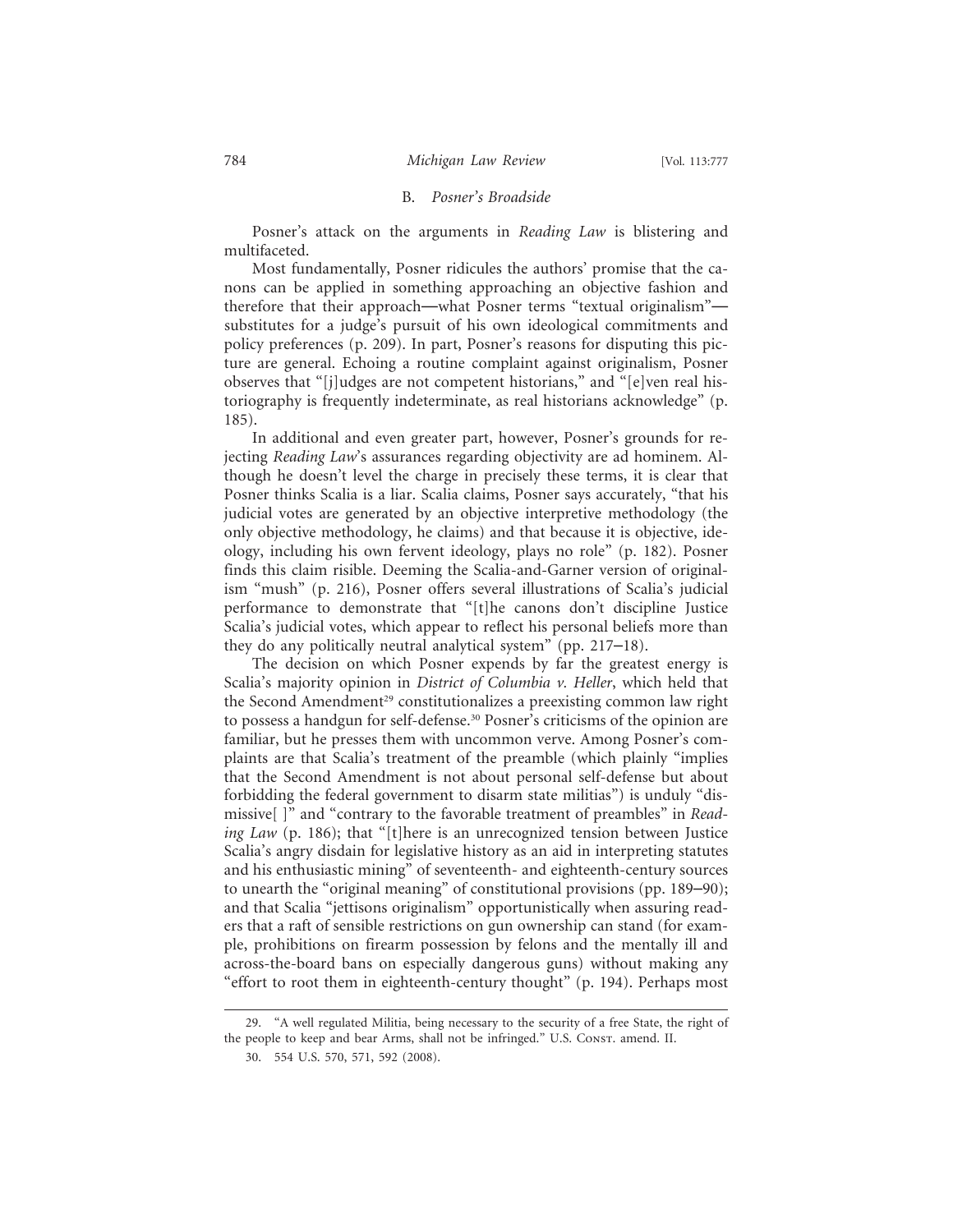### B. *Posner's Broadside*

Posner's attack on the arguments in *Reading Law* is blistering and multifaceted.

Most fundamentally, Posner ridicules the authors' promise that the canons can be applied in something approaching an objective fashion and therefore that their approach—what Posner terms "textual originalism"—substitutes for a judge's pursuit of his own ideological commitments and policy preferences (p. 209). In part, Posner's reasons for disputing this picture are general. Echoing a routine complaint against originalism, Posner observes that "[j]udges are not competent historians," and "[e]ven real historiography is frequently indeterminate, as real historians acknowledge" (p. 185).

In additional and even greater part, however, Posner's grounds for rejecting *Reading Law*'s assurances regarding objectivity are ad hominem. Although he doesn't level the charge in precisely these terms, it is clear that Posner thinks Scalia is a liar. Scalia claims, Posner says accurately, "that his judicial votes are generated by an objective interpretive methodology (the only objective methodology, he claims) and that because it is objective, ideology, including his own fervent ideology, plays no role" (p. 182). Posner finds this claim risible. Deeming the Scalia-and-Garner version of originalism "mush" (p. 216), Posner offers several illustrations of Scalia's judicial performance to demonstrate that "[t]he canons don't discipline Justice Scalia's judicial votes, which appear to reflect his personal beliefs more than they do any politically neutral analytical system" (pp. 217–18).

The decision on which Posner expends by far the greatest energy is Scalia's majority opinion in *District of Columbia v. Heller*, which held that the Second Amendment[29] constitutionalizes a preexisting common law right to possess a handgun for self-defense.[30] Posner's criticisms of the opinion are familiar, but he presses them with uncommon verve. Among Posner's complaints are that Scalia's treatment of the preamble (which plainly "implies that the Second Amendment is not about personal self-defense but about forbidding the federal government to disarm state militias") is unduly "dismissive[ ]" and "contrary to the favorable treatment of preambles" in *Reading Law* (p. 186); that "[t]here is an unrecognized tension between Justice Scalia's angry disdain for legislative history as an aid in interpreting statutes and his enthusiastic mining" of seventeenth- and eighteenth-century sources to unearth the "original meaning" of constitutional provisions (pp. 189–90); and that Scalia "jettisons originalism" opportunistically when assuring readers that a raft of sensible restrictions on gun ownership can stand (for example, prohibitions on firearm possession by felons and the mentally ill and across-the-board bans on especially dangerous guns) without making any "effort to root them in eighteenth-century thought" (p. 194). Perhaps most

29. "A well regulated Militia, being necessary to the security of a free State, the right of the people to keep and bear Arms, shall not be infringed." U.S. Const. amend. II.

30. 554 U.S. 570, 571, 592 (2008).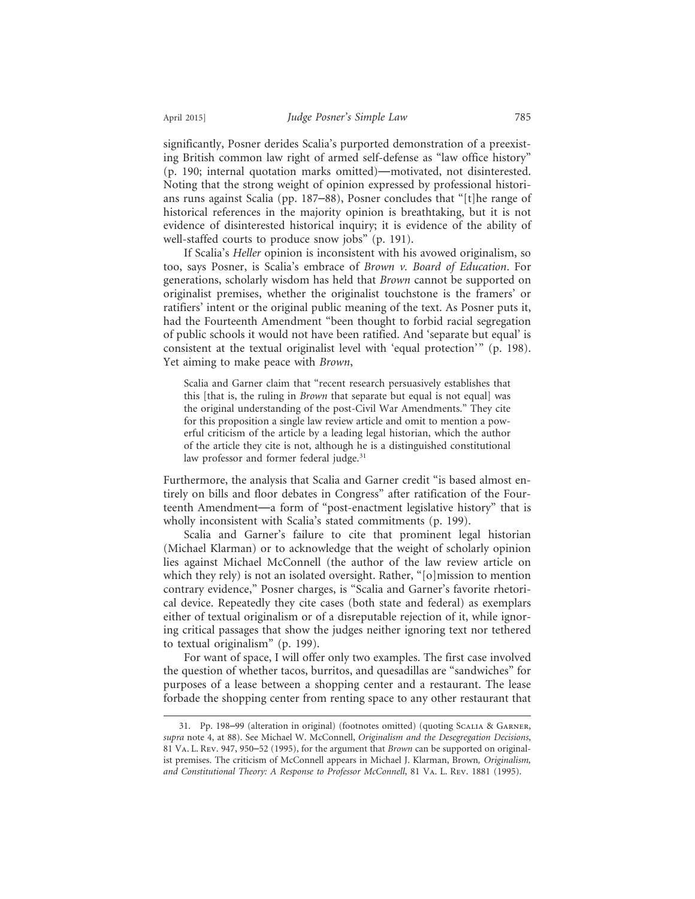significantly, Posner derides Scalia's purported demonstration of a preexisting British common law right of armed self-defense as "law office history" (p. 190; internal quotation marks omitted)—motivated, not disinterested. Noting that the strong weight of opinion expressed by professional historians runs against Scalia (pp. 187–88), Posner concludes that "[t]he range of historical references in the majority opinion is breathtaking, but it is not evidence of disinterested historical inquiry; it is evidence of the ability of well-staffed courts to produce snow jobs" (p. 191).

If Scalia's *Heller* opinion is inconsistent with his avowed originalism, so too, says Posner, is Scalia's embrace of *Brown v. Board of Education*. For generations, scholarly wisdom has held that *Brown* cannot be supported on originalist premises, whether the originalist touchstone is the framers' or ratifiers' intent or the original public meaning of the text. As Posner puts it, had the Fourteenth Amendment "been thought to forbid racial segregation of public schools it would not have been ratified. And 'separate but equal' is consistent at the textual originalist level with 'equal protection'" (p. 198). Yet aiming to make peace with *Brown*,

> Scalia and Garner claim that "recent research persuasively establishes that this [that is, the ruling in *Brown* that separate but equal is not equal] was the original understanding of the post-Civil War Amendments." They cite for this proposition a single law review article and omit to mention a powerful criticism of the article by a leading legal historian, which the author of the article they cite is not, although he is a distinguished constitutional law professor and former federal judge.[31]

Furthermore, the analysis that Scalia and Garner credit "is based almost entirely on bills and floor debates in Congress" after ratification of the Fourteenth Amendment—a form of "post-enactment legislative history" that is wholly inconsistent with Scalia's stated commitments (p. 199).

Scalia and Garner's failure to cite that prominent legal historian (Michael Klarman) or to acknowledge that the weight of scholarly opinion lies against Michael McConnell (the author of the law review article on which they rely) is not an isolated oversight. Rather, "[o]mission to mention contrary evidence," Posner charges, is "Scalia and Garner's favorite rhetorical device. Repeatedly they cite cases (both state and federal) as exemplars either of textual originalism or of a disreputable rejection of it, while ignoring critical passages that show the judges neither ignoring text nor tethered to textual originalism" (p. 199).

For want of space, I will offer only two examples. The first case involved the question of whether tacos, burritos, and quesadillas are "sandwiches" for purposes of a lease between a shopping center and a restaurant. The lease forbade the shopping center from renting space to any other restaurant that

---

31. Pp. 198–99 (alteration in original) (footnotes omitted) (quoting Scalia & Garner, *supra* note 4, at 88). See Michael W. McConnell, *Originalism and the Desegregation Decisions*, 81 Va. L. Rev. 947, 950–52 (1995), for the argument that *Brown* can be supported on originalist premises. The criticism of McConnell appears in Michael J. Klarman, Brown*, Originalism, and Constitutional Theory: A Response to Professor McConnell*, 81 Va. L. Rev. 1881 (1995).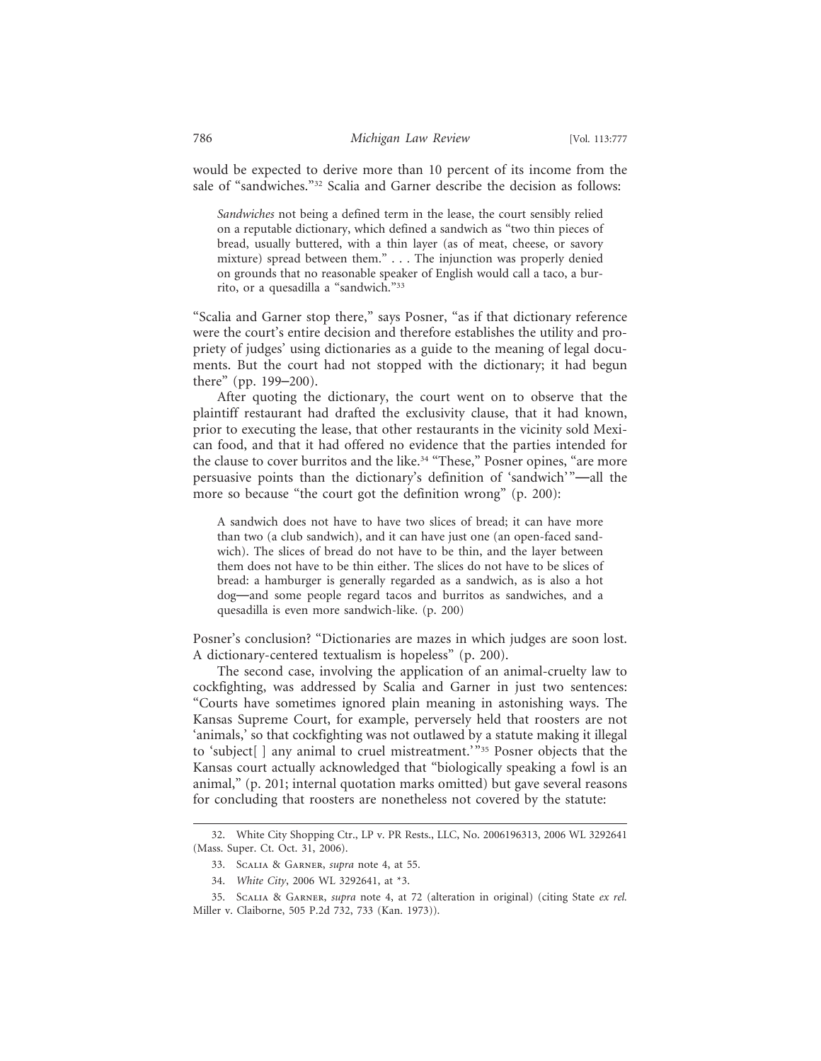would be expected to derive more than 10 percent of its income from the sale of "sandwiches."[32] Scalia and Garner describe the decision as follows:

> *Sandwiches* not being a defined term in the lease, the court sensibly relied on a reputable dictionary, which defined a sandwich as "two thin pieces of bread, usually buttered, with a thin layer (as of meat, cheese, or savory mixture) spread between them." . . . The injunction was properly denied on grounds that no reasonable speaker of English would call a taco, a burrito, or a quesadilla a "sandwich."[33]

"Scalia and Garner stop there," says Posner, "as if that dictionary reference were the court's entire decision and therefore establishes the utility and propriety of judges' using dictionaries as a guide to the meaning of legal documents. But the court had not stopped with the dictionary; it had begun there" (pp. 199–200).

After quoting the dictionary, the court went on to observe that the plaintiff restaurant had drafted the exclusivity clause, that it had known, prior to executing the lease, that other restaurants in the vicinity sold Mexican food, and that it had offered no evidence that the parties intended for the clause to cover burritos and the like.[34] "These," Posner opines, "are more persuasive points than the dictionary's definition of 'sandwich'"—all the more so because "the court got the definition wrong" (p. 200):

> A sandwich does not have to have two slices of bread; it can have more than two (a club sandwich), and it can have just one (an open-faced sandwich). The slices of bread do not have to be thin, and the layer between them does not have to be thin either. The slices do not have to be slices of bread: a hamburger is generally regarded as a sandwich, as is also a hot dog—and some people regard tacos and burritos as sandwiches, and a quesadilla is even more sandwich-like. (p. 200)

Posner's conclusion? "Dictionaries are mazes in which judges are soon lost. A dictionary-centered textualism is hopeless" (p. 200).

The second case, involving the application of an animal-cruelty law to cockfighting, was addressed by Scalia and Garner in just two sentences: "Courts have sometimes ignored plain meaning in astonishing ways. The Kansas Supreme Court, for example, perversely held that roosters are not 'animals,' so that cockfighting was not outlawed by a statute making it illegal to 'subject[ ] any animal to cruel mistreatment.'"[35] Posner objects that the Kansas court actually acknowledged that "biologically speaking a fowl is an animal," (p. 201; internal quotation marks omitted) but gave several reasons for concluding that roosters are nonetheless not covered by the statute:

---

32. White City Shopping Ctr., LP v. PR Rests., LLC, No. 2006196313, 2006 WL 3292641 (Mass. Super. Ct. Oct. 31, 2006).

33. Scalia & Garner, *supra* note 4, at 55.

34. *White City*, 2006 WL 3292641, at *3.

35. Scalia & Garner, *supra* note 4, at 72 (alteration in original) (citing State *ex rel.* Miller v. Claiborne, 505 P.2d 732, 733 (Kan. 1973)).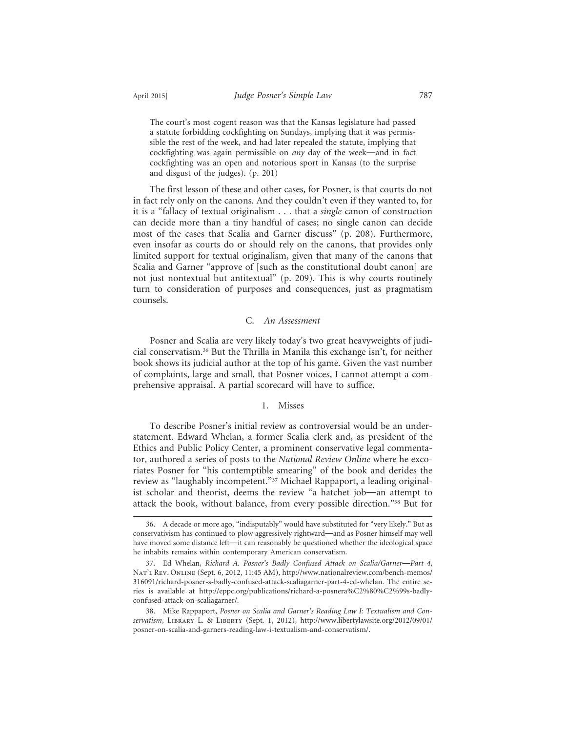> The court's most cogent reason was that the Kansas legislature had passed a statute forbidding cockfighting on Sundays, implying that it was permissible the rest of the week, and had later repealed the statute, implying that cockfighting was again permissible on *any* day of the week—and in fact cockfighting was an open and notorious sport in Kansas (to the surprise and disgust of the judges). (p. 201)

The first lesson of these and other cases, for Posner, is that courts do not in fact rely only on the canons. And they couldn't even if they wanted to, for it is a "fallacy of textual originalism . . . that a *single* canon of construction can decide more than a tiny handful of cases; no single canon can decide most of the cases that Scalia and Garner discuss" (p. 208). Furthermore, even insofar as courts do or should rely on the canons, that provides only limited support for textual originalism, given that many of the canons that Scalia and Garner "approve of [such as the constitutional doubt canon] are not just nontextual but antitextual" (p. 209). This is why courts routinely turn to consideration of purposes and consequences, just as pragmatism counsels.

### C. *An Assessment*

Posner and Scalia are very likely today's two great heavyweights of judicial conservatism.[36] But the Thrilla in Manila this exchange isn't, for neither book shows its judicial author at the top of his game. Given the vast number of complaints, large and small, that Posner voices, I cannot attempt a comprehensive appraisal. A partial scorecard will have to suffice.

#### 1. Misses

To describe Posner's initial review as controversial would be an understatement. Edward Whelan, a former Scalia clerk and, as president of the Ethics and Public Policy Center, a prominent conservative legal commentator, authored a series of posts to the *National Review Online* where he excoriates Posner for "his contemptible smearing" of the book and derides the review as "laughably incompetent."[37] Michael Rappaport, a leading originalist scholar and theorist, deems the review "a hatchet job—an attempt to attack the book, without balance, from every possible direction."[38] But for

---

36. A decade or more ago, "indisputably" would have substituted for "very likely." But as conservativism has continued to plow aggressively rightward—and as Posner himself may well have moved some distance left—it can reasonably be questioned whether the ideological space he inhabits remains within contemporary American conservatism.

37. Ed Whelan, *Richard A. Posner's Badly Confused Attack on Scalia/Garner—Part 4*, Nat'l Rev. Online (Sept. 6, 2012, 11:45 AM), http://www.nationalreview.com/bench-memos/316091/richard-posner-s-badly-confused-attack-scaliagarner-part-4-ed-whelan. The entire series is available at http://eppc.org/publications/richard-a-posnera%C2%80%C2%99s-badly-confused-attack-on-scaliagarner/.

38. Mike Rappaport, *Posner on Scalia and Garner's Reading Law I: Textualism and Conservatism*, Library L. & Liberty (Sept. 1, 2012), http://www.libertylawsite.org/2012/09/01/posner-on-scalia-and-garners-reading-law-i-textualism-and-conservatism/.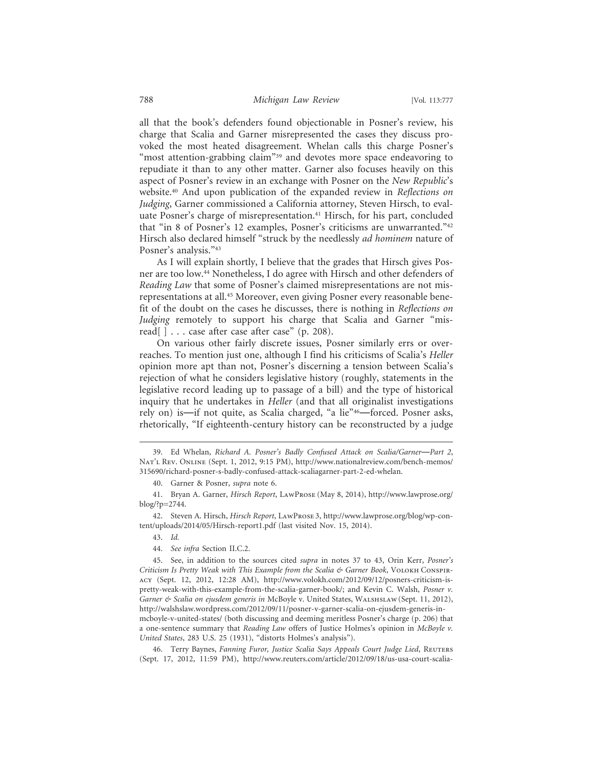all that the book's defenders found objectionable in Posner's review, his charge that Scalia and Garner misrepresented the cases they discuss provoked the most heated disagreement. Whelan calls this charge Posner's "most attention-grabbing claim"[39] and devotes more space endeavoring to repudiate it than to any other matter. Garner also focuses heavily on this aspect of Posner's review in an exchange with Posner on the *New Republic*'s website.[40] And upon publication of the expanded review in *Reflections on Judging*, Garner commissioned a California attorney, Steven Hirsch, to evaluate Posner's charge of misrepresentation.[41] Hirsch, for his part, concluded that "in 8 of Posner's 12 examples, Posner's criticisms are unwarranted."[42] Hirsch also declared himself "struck by the needlessly *ad hominem* nature of Posner's analysis."[43]

As I will explain shortly, I believe that the grades that Hirsch gives Posner are too low.[44] Nonetheless, I do agree with Hirsch and other defenders of *Reading Law* that some of Posner's claimed misrepresentations are not misrepresentations at all.[45] Moreover, even giving Posner every reasonable benefit of the doubt on the cases he discusses, there is nothing in *Reflections on Judging* remotely to support his charge that Scalia and Garner "misread[ ] . . . case after case after case" (p. 208).

On various other fairly discrete issues, Posner similarly errs or overreaches. To mention just one, although I find his criticisms of Scalia's *Heller* opinion more apt than not, Posner's discerning a tension between Scalia's rejection of what he considers legislative history (roughly, statements in the legislative record leading up to passage of a bill) and the type of historical inquiry that he undertakes in *Heller* (and that all originalist investigations rely on) is—if not quite, as Scalia charged, "a lie"[46]—forced. Posner asks, rhetorically, "If eighteenth-century history can be reconstructed by a judge

---

39. Ed Whelan, *Richard A. Posner's Badly Confused Attack on Scalia/Garner—Part 2*, Nat'l Rev. Online (Sept. 1, 2012, 9:15 PM), http://www.nationalreview.com/bench-memos/315690/richard-posner-s-badly-confused-attack-scaliagarner-part-2-ed-whelan.

40. Garner & Posner, *supra* note 6.

41. Bryan A. Garner, *Hirsch Report*, LawProse (May 8, 2014), http://www.lawprose.org/blog/?p=2744.

42. Steven A. Hirsch, *Hirsch Report*, LawProse 3, http://www.lawprose.org/blog/wp-content/uploads/2014/05/Hirsch-report1.pdf (last visited Nov. 15, 2014).

43. *Id.*

44. *See infra* Section II.C.2.

45. See, in addition to the sources cited *supra* in notes 37 to 43, Orin Kerr, *Posner's Criticism Is Pretty Weak with This Example from the Scalia & Garner Book*, Volokh Conspiracy (Sept. 12, 2012, 12:28 AM), http://www.volokh.com/2012/09/12/posners-criticism-is-pretty-weak-with-this-example-from-the-scalia-garner-book/; and Kevin C. Walsh, *Posner v. Garner & Scalia on ejusdem generis in* McBoyle v. United States, Walshslaw (Sept. 11, 2012), http://walshslaw.wordpress.com/2012/09/11/posner-v-garner-scalia-on-ejusdem-generis-in-mcboyle-v-united-states/ (both discussing and deeming meritless Posner's charge (p. 206) that a one-sentence summary that *Reading Law* offers of Justice Holmes's opinion in *McBoyle v. United States*, 283 U.S. 25 (1931), "distorts Holmes's analysis").

46. Terry Baynes, *Fanning Furor, Justice Scalia Says Appeals Court Judge Lied*, Reuters (Sept. 17, 2012, 11:59 PM), http://www.reuters.com/article/2012/09/18/us-usa-court-scalia-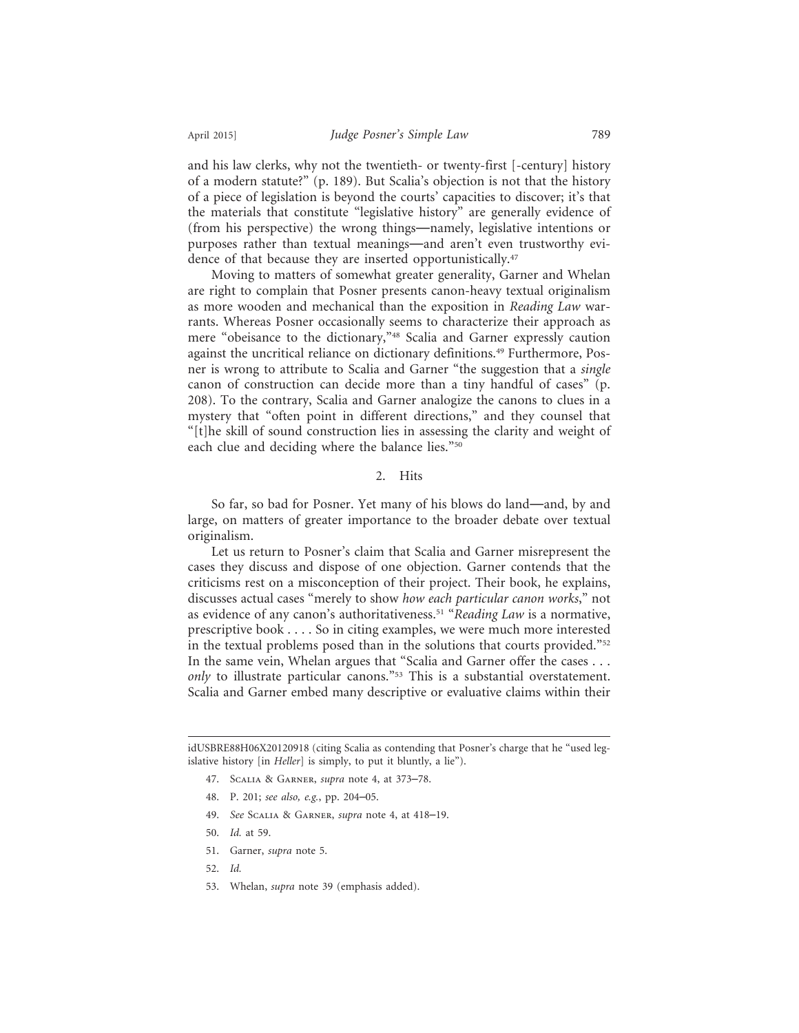and his law clerks, why not the twentieth- or twenty-first [-century] history of a modern statute?" (p. 189). But Scalia's objection is not that the history of a piece of legislation is beyond the courts' capacities to discover; it's that the materials that constitute "legislative history" are generally evidence of (from his perspective) the wrong things—namely, legislative intentions or purposes rather than textual meanings—and aren't even trustworthy evidence of that because they are inserted opportunistically.[47]

Moving to matters of somewhat greater generality, Garner and Whelan are right to complain that Posner presents canon-heavy textual originalism as more wooden and mechanical than the exposition in *Reading Law* warrants. Whereas Posner occasionally seems to characterize their approach as mere "obeisance to the dictionary,"[48] Scalia and Garner expressly caution against the uncritical reliance on dictionary definitions.[49] Furthermore, Posner is wrong to attribute to Scalia and Garner "the suggestion that a *single* canon of construction can decide more than a tiny handful of cases" (p. 208). To the contrary, Scalia and Garner analogize the canons to clues in a mystery that "often point in different directions," and they counsel that "[t]he skill of sound construction lies in assessing the clarity and weight of each clue and deciding where the balance lies."[50]

### 2. Hits

So far, so bad for Posner. Yet many of his blows do land—and, by and large, on matters of greater importance to the broader debate over textual originalism.

Let us return to Posner's claim that Scalia and Garner misrepresent the cases they discuss and dispose of one objection. Garner contends that the criticisms rest on a misconception of their project. Their book, he explains, discusses actual cases "merely to show *how each particular canon works*," not as evidence of any canon's authoritativeness.[51] "*Reading Law* is a normative, prescriptive book . . . . So in citing examples, we were much more interested in the textual problems posed than in the solutions that courts provided."[52] In the same vein, Whelan argues that "Scalia and Garner offer the cases . . . *only* to illustrate particular canons."[53] This is a substantial overstatement. Scalia and Garner embed many descriptive or evaluative claims within their

---

idUSBRE88H06X20120918 (citing Scalia as contending that Posner's charge that he "used legislative history [in *Heller*] is simply, to put it bluntly, a lie").

47. Scalia & Garner, *supra* note 4, at 373–78.

48. P. 201; *see also, e.g.*, pp. 204–05.

49. *See* Scalia & Garner, *supra* note 4, at 418–19.

50. *Id.* at 59.

51. Garner, *supra* note 5.

52. *Id.*

53. Whelan, *supra* note 39 (emphasis added).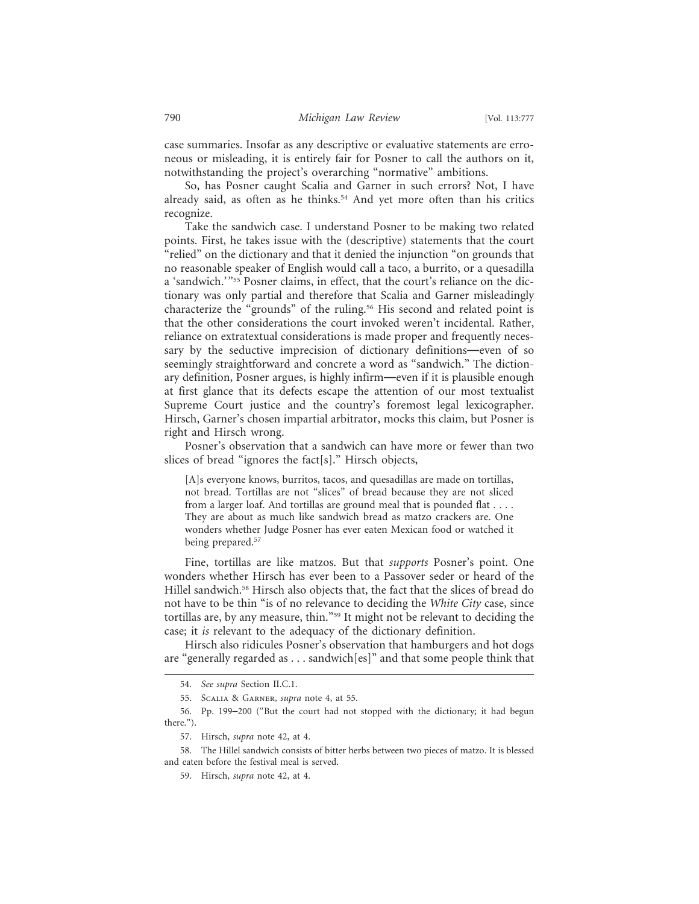case summaries. Insofar as any descriptive or evaluative statements are erroneous or misleading, it is entirely fair for Posner to call the authors on it, notwithstanding the project's overarching "normative" ambitions.

So, has Posner caught Scalia and Garner in such errors? Not, I have already said, as often as he thinks.[54] And yet more often than his critics recognize.

Take the sandwich case. I understand Posner to be making two related points. First, he takes issue with the (descriptive) statements that the court "relied" on the dictionary and that it denied the injunction "on grounds that no reasonable speaker of English would call a taco, a burrito, or a quesadilla a 'sandwich.'"[55] Posner claims, in effect, that the court's reliance on the dictionary was only partial and therefore that Scalia and Garner misleadingly characterize the "grounds" of the ruling.[56] His second and related point is that the other considerations the court invoked weren't incidental. Rather, reliance on extratextual considerations is made proper and frequently necessary by the seductive imprecision of dictionary definitions—even of so seemingly straightforward and concrete a word as "sandwich." The dictionary definition, Posner argues, is highly infirm—even if it is plausible enough at first glance that its defects escape the attention of our most textualist Supreme Court justice and the country's foremost legal lexicographer. Hirsch, Garner's chosen impartial arbitrator, mocks this claim, but Posner is right and Hirsch wrong.

Posner's observation that a sandwich can have more or fewer than two slices of bread "ignores the fact[s]." Hirsch objects,

> [A]s everyone knows, burritos, tacos, and quesadillas are made on tortillas, not bread. Tortillas are not "slices" of bread because they are not sliced from a larger loaf. And tortillas are ground meal that is pounded flat . . . . They are about as much like sandwich bread as matzo crackers are. One wonders whether Judge Posner has ever eaten Mexican food or watched it being prepared.[57]

Fine, tortillas are like matzos. But that *supports* Posner's point. One wonders whether Hirsch has ever been to a Passover seder or heard of the Hillel sandwich.[58] Hirsch also objects that, the fact that the slices of bread do not have to be thin "is of no relevance to deciding the *White City* case, since tortillas are, by any measure, thin."[59] It might not be relevant to deciding the case; it *is* relevant to the adequacy of the dictionary definition.

Hirsch also ridicules Posner's observation that hamburgers and hot dogs are "generally regarded as . . . sandwich[es]" and that some people think that

---

54. *See supra* Section II.C.1.

55. Scalia & Garner, *supra* note 4, at 55.

56. Pp. 199–200 ("But the court had not stopped with the dictionary; it had begun there.").

57. Hirsch, *supra* note 42, at 4.

58. The Hillel sandwich consists of bitter herbs between two pieces of matzo. It is blessed and eaten before the festival meal is served.

59. Hirsch, *supra* note 42, at 4.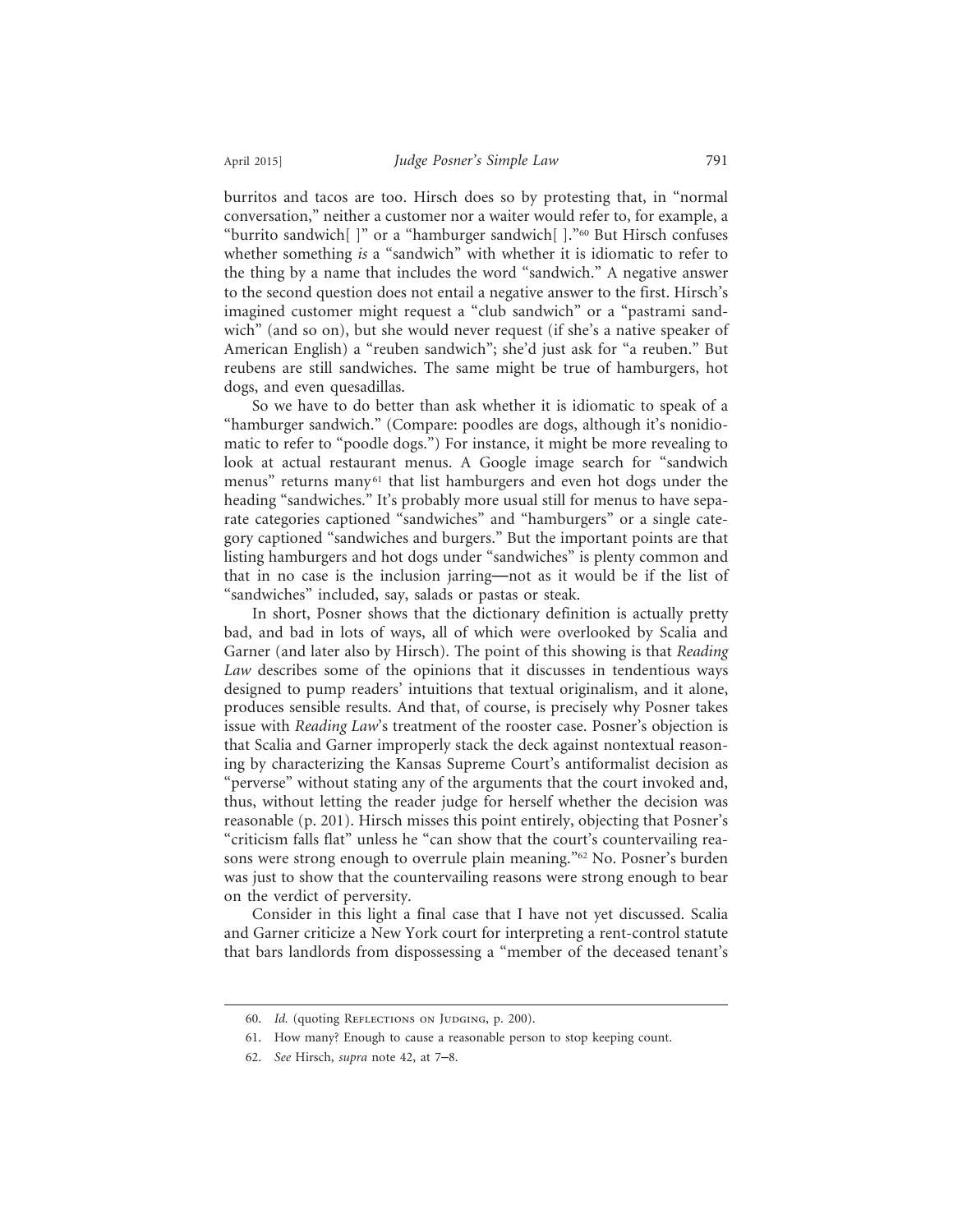burritos and tacos are too. Hirsch does so by protesting that, in "normal conversation," neither a customer nor a waiter would refer to, for example, a "burrito sandwich[ ]" or a "hamburger sandwich[ ]."[60] But Hirsch confuses whether something *is* a "sandwich" with whether it is idiomatic to refer to the thing by a name that includes the word "sandwich." A negative answer to the second question does not entail a negative answer to the first. Hirsch's imagined customer might request a "club sandwich" or a "pastrami sandwich" (and so on), but she would never request (if she's a native speaker of American English) a "reuben sandwich"; she'd just ask for "a reuben." But reubens are still sandwiches. The same might be true of hamburgers, hot dogs, and even quesadillas.

So we have to do better than ask whether it is idiomatic to speak of a "hamburger sandwich." (Compare: poodles are dogs, although it's nonidiomatic to refer to "poodle dogs.") For instance, it might be more revealing to look at actual restaurant menus. A Google image search for "sandwich menus" returns many[61] that list hamburgers and even hot dogs under the heading "sandwiches." It's probably more usual still for menus to have separate categories captioned "sandwiches" and "hamburgers" or a single category captioned "sandwiches and burgers." But the important points are that listing hamburgers and hot dogs under "sandwiches" is plenty common and that in no case is the inclusion jarring—not as it would be if the list of "sandwiches" included, say, salads or pastas or steak.

In short, Posner shows that the dictionary definition is actually pretty bad, and bad in lots of ways, all of which were overlooked by Scalia and Garner (and later also by Hirsch). The point of this showing is that *Reading Law* describes some of the opinions that it discusses in tendentious ways designed to pump readers' intuitions that textual originalism, and it alone, produces sensible results. And that, of course, is precisely why Posner takes issue with *Reading Law*'s treatment of the rooster case. Posner's objection is that Scalia and Garner improperly stack the deck against nontextual reasoning by characterizing the Kansas Supreme Court's antiformalist decision as "perverse" without stating any of the arguments that the court invoked and, thus, without letting the reader judge for herself whether the decision was reasonable (p. 201). Hirsch misses this point entirely, objecting that Posner's "criticism falls flat" unless he "can show that the court's countervailing reasons were strong enough to overrule plain meaning."[62] No. Posner's burden was just to show that the countervailing reasons were strong enough to bear on the verdict of perversity.

Consider in this light a final case that I have not yet discussed. Scalia and Garner criticize a New York court for interpreting a rent-control statute that bars landlords from dispossessing a "member of the deceased tenant's

60. *Id.* (quoting Reflections on Judging, p. 200).

61. How many? Enough to cause a reasonable person to stop keeping count.

62. *See* Hirsch, *supra* note 42, at 7–8.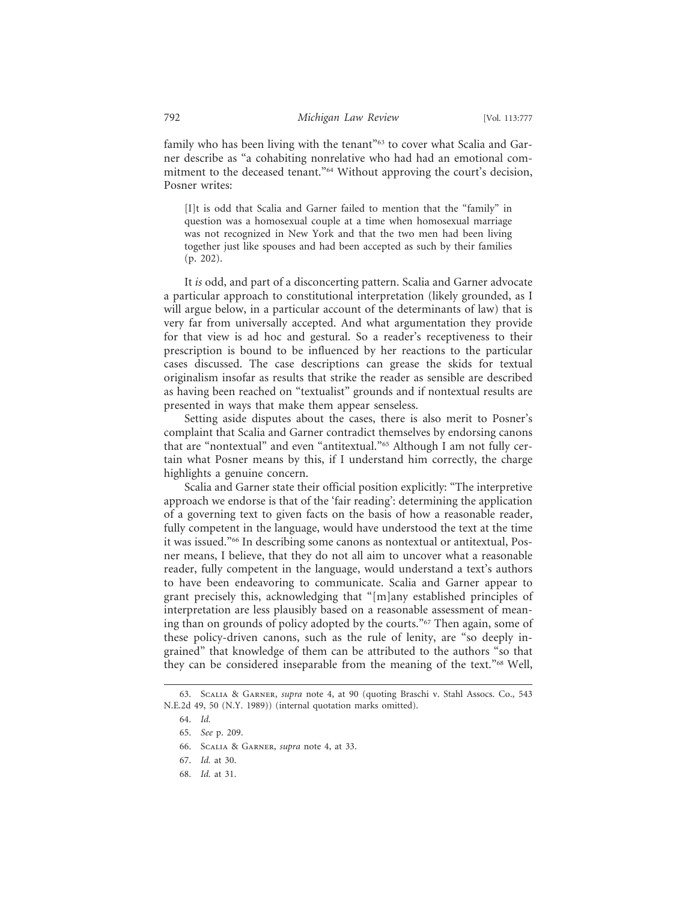family who has been living with the tenant"[63] to cover what Scalia and Garner describe as "a cohabiting nonrelative who had had an emotional commitment to the deceased tenant."[64] Without approving the court's decision, Posner writes:

> [I]t is odd that Scalia and Garner failed to mention that the "family" in question was a homosexual couple at a time when homosexual marriage was not recognized in New York and that the two men had been living together just like spouses and had been accepted as such by their families (p. 202).

It *is* odd, and part of a disconcerting pattern. Scalia and Garner advocate a particular approach to constitutional interpretation (likely grounded, as I will argue below, in a particular account of the determinants of law) that is very far from universally accepted. And what argumentation they provide for that view is ad hoc and gestural. So a reader's receptiveness to their prescription is bound to be influenced by her reactions to the particular cases discussed. The case descriptions can grease the skids for textual originalism insofar as results that strike the reader as sensible are described as having been reached on "textualist" grounds and if nontextual results are presented in ways that make them appear senseless.

Setting aside disputes about the cases, there is also merit to Posner's complaint that Scalia and Garner contradict themselves by endorsing canons that are "nontextual" and even "antitextual."[65] Although I am not fully certain what Posner means by this, if I understand him correctly, the charge highlights a genuine concern.

Scalia and Garner state their official position explicitly: "The interpretive approach we endorse is that of the 'fair reading': determining the application of a governing text to given facts on the basis of how a reasonable reader, fully competent in the language, would have understood the text at the time it was issued."[66] In describing some canons as nontextual or antitextual, Posner means, I believe, that they do not all aim to uncover what a reasonable reader, fully competent in the language, would understand a text's authors to have been endeavoring to communicate. Scalia and Garner appear to grant precisely this, acknowledging that "[m]any established principles of interpretation are less plausibly based on a reasonable assessment of meaning than on grounds of policy adopted by the courts."[67] Then again, some of these policy-driven canons, such as the rule of lenity, are "so deeply ingrained" that knowledge of them can be attributed to the authors "so that they can be considered inseparable from the meaning of the text."[68] Well,

---

63. Scalia & Garner, *supra* note 4, at 90 (quoting Braschi v. Stahl Assocs. Co., 543 N.E.2d 49, 50 (N.Y. 1989)) (internal quotation marks omitted).

64. *Id.*

65. *See* p. 209.

66. Scalia & Garner, *supra* note 4, at 33.

67. *Id.* at 30.

68. *Id.* at 31.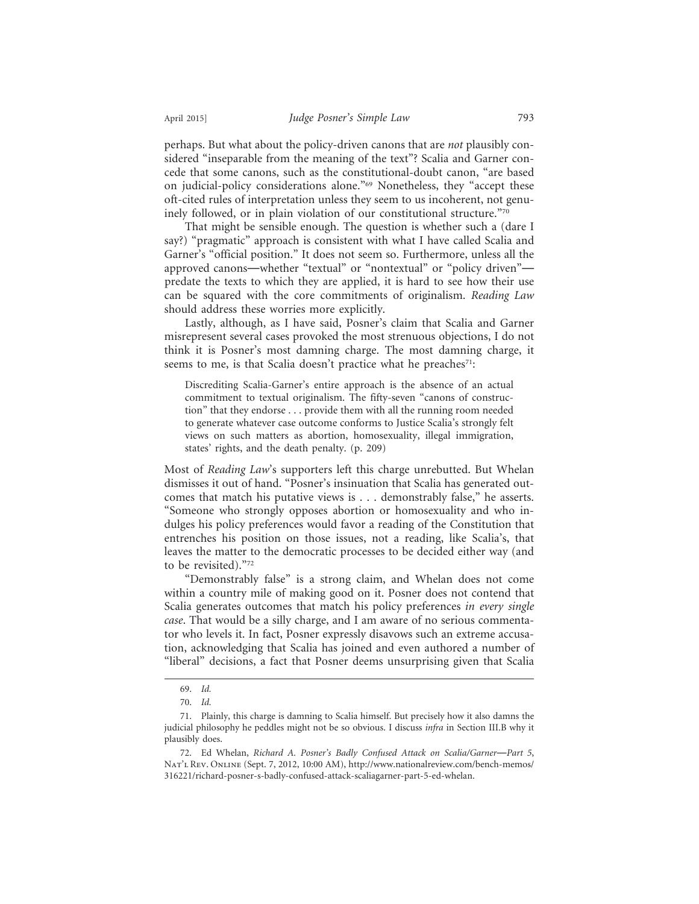perhaps. But what about the policy-driven canons that are *not* plausibly considered "inseparable from the meaning of the text"? Scalia and Garner concede that some canons, such as the constitutional-doubt canon, "are based on judicial-policy considerations alone."[69] Nonetheless, they "accept these oft-cited rules of interpretation unless they seem to us incoherent, not genuinely followed, or in plain violation of our constitutional structure."[70]

That might be sensible enough. The question is whether such a (dare I say?) "pragmatic" approach is consistent with what I have called Scalia and Garner's "official position." It does not seem so. Furthermore, unless all the approved canons—whether "textual" or "nontextual" or "policy driven"—predate the texts to which they are applied, it is hard to see how their use can be squared with the core commitments of originalism. *Reading Law* should address these worries more explicitly.

Lastly, although, as I have said, Posner's claim that Scalia and Garner misrepresent several cases provoked the most strenuous objections, I do not think it is Posner's most damning charge. The most damning charge, it seems to me, is that Scalia doesn't practice what he preaches[71]:

> Discrediting Scalia-Garner's entire approach is the absence of an actual commitment to textual originalism. The fifty-seven "canons of construction" that they endorse . . . provide them with all the running room needed to generate whatever case outcome conforms to Justice Scalia's strongly felt views on such matters as abortion, homosexuality, illegal immigration, states' rights, and the death penalty. (p. 209)

Most of *Reading Law*'s supporters left this charge unrebutted. But Whelan dismisses it out of hand. "Posner's insinuation that Scalia has generated outcomes that match his putative views is . . . demonstrably false," he asserts. "Someone who strongly opposes abortion or homosexuality and who indulges his policy preferences would favor a reading of the Constitution that entrenches his position on those issues, not a reading, like Scalia's, that leaves the matter to the democratic processes to be decided either way (and to be revisited)."[72]

"Demonstrably false" is a strong claim, and Whelan does not come within a country mile of making good on it. Posner does not contend that Scalia generates outcomes that match his policy preferences *in every single case*. That would be a silly charge, and I am aware of no serious commentator who levels it. In fact, Posner expressly disavows such an extreme accusation, acknowledging that Scalia has joined and even authored a number of "liberal" decisions, a fact that Posner deems unsurprising given that Scalia

---

69. *Id.*

70. *Id.*

71. Plainly, this charge is damning to Scalia himself. But precisely how it also damns the judicial philosophy he peddles might not be so obvious. I discuss *infra* in Section III.B why it plausibly does.

72. Ed Whelan, *Richard A. Posner's Badly Confused Attack on Scalia/Garner—Part 5*, Nat'l Rev. Online (Sept. 7, 2012, 10:00 AM), http://www.nationalreview.com/bench-memos/316221/richard-posner-s-badly-confused-attack-scaliagarner-part-5-ed-whelan.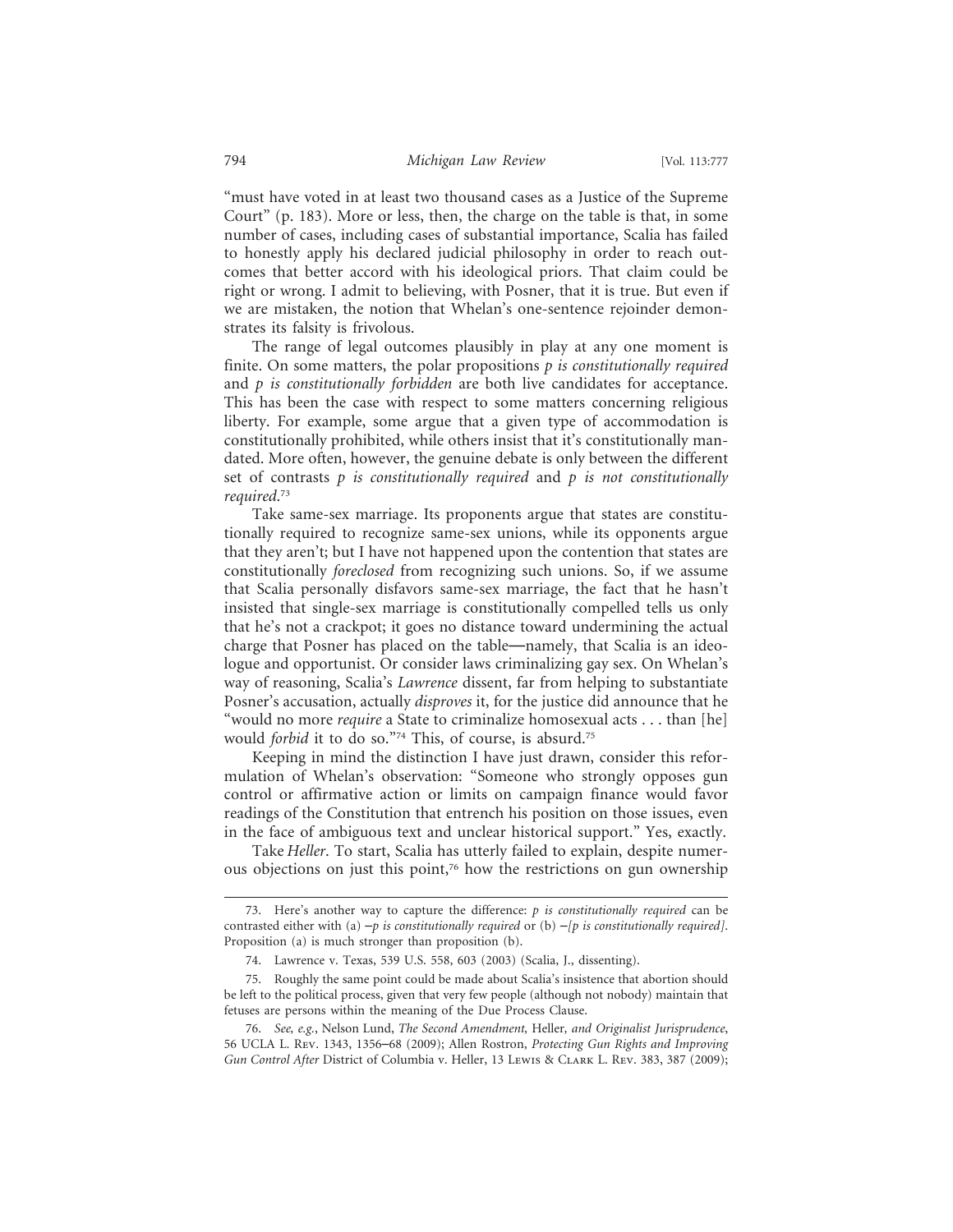"must have voted in at least two thousand cases as a Justice of the Supreme Court" (p. 183). More or less, then, the charge on the table is that, in some number of cases, including cases of substantial importance, Scalia has failed to honestly apply his declared judicial philosophy in order to reach outcomes that better accord with his ideological priors. That claim could be right or wrong. I admit to believing, with Posner, that it is true. But even if we are mistaken, the notion that Whelan's one-sentence rejoinder demonstrates its falsity is frivolous.

The range of legal outcomes plausibly in play at any one moment is finite. On some matters, the polar propositions *p is constitutionally required* and *p is constitutionally forbidden* are both live candidates for acceptance. This has been the case with respect to some matters concerning religious liberty. For example, some argue that a given type of accommodation is constitutionally prohibited, while others insist that it's constitutionally mandated. More often, however, the genuine debate is only between the different set of contrasts *p is constitutionally required* and *p is not constitutionally required*.[73]

Take same-sex marriage. Its proponents argue that states are constitutionally required to recognize same-sex unions, while its opponents argue that they aren't; but I have not happened upon the contention that states are constitutionally *foreclosed* from recognizing such unions. So, if we assume that Scalia personally disfavors same-sex marriage, the fact that he hasn't insisted that single-sex marriage is constitutionally compelled tells us only that he's not a crackpot; it goes no distance toward undermining the actual charge that Posner has placed on the table—namely, that Scalia is an ideologue and opportunist. Or consider laws criminalizing gay sex. On Whelan's way of reasoning, Scalia's *Lawrence* dissent, far from helping to substantiate Posner's accusation, actually *disproves* it, for the justice did announce that he "would no more *require* a State to criminalize homosexual acts . . . than [he] would *forbid* it to do so."[74] This, of course, is absurd.[75]

Keeping in mind the distinction I have just drawn, consider this reformulation of Whelan's observation: "Someone who strongly opposes gun control or affirmative action or limits on campaign finance would favor readings of the Constitution that entrench his position on those issues, even in the face of ambiguous text and unclear historical support." Yes, exactly.

Take *Heller*. To start, Scalia has utterly failed to explain, despite numerous objections on just this point,[76] how the restrictions on gun ownership

---

73. Here's another way to capture the difference: *p is constitutionally required* can be contrasted either with (a) $-$*p is constitutionally required* or (b) $-$*[p is constitutionally required]*. Proposition (a) is much stronger than proposition (b).

74. Lawrence v. Texas, 539 U.S. 558, 603 (2003) (Scalia, J., dissenting).

75. Roughly the same point could be made about Scalia's insistence that abortion should be left to the political process, given that very few people (although not nobody) maintain that fetuses are persons within the meaning of the Due Process Clause.

76. *See, e.g.*, Nelson Lund, *The Second Amendment,* Heller*, and Originalist Jurisprudence*, 56 UCLA L. Rev. 1343, 1356–68 (2009); Allen Rostron, *Protecting Gun Rights and Improving Gun Control After* District of Columbia v. Heller, 13 Lewis & Clark L. Rev. 383, 387 (2009);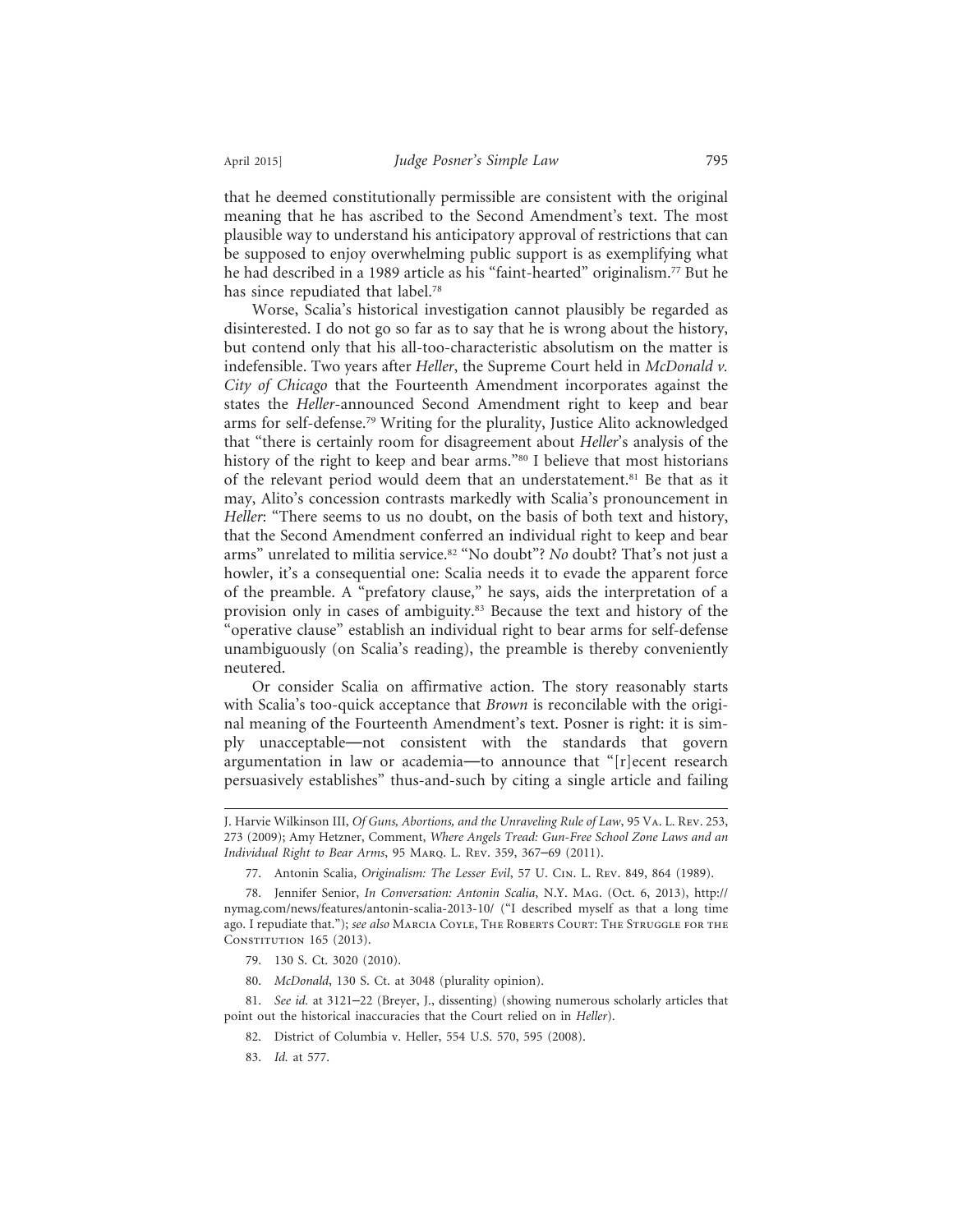that he deemed constitutionally permissible are consistent with the original meaning that he has ascribed to the Second Amendment's text. The most plausible way to understand his anticipatory approval of restrictions that can be supposed to enjoy overwhelming public support is as exemplifying what he had described in a 1989 article as his "faint-hearted" originalism.[77] But he has since repudiated that label.[78]

Worse, Scalia's historical investigation cannot plausibly be regarded as disinterested. I do not go so far as to say that he is wrong about the history, but contend only that his all-too-characteristic absolutism on the matter is indefensible. Two years after *Heller*, the Supreme Court held in *McDonald v. City of Chicago* that the Fourteenth Amendment incorporates against the states the *Heller*-announced Second Amendment right to keep and bear arms for self-defense.[79] Writing for the plurality, Justice Alito acknowledged that "there is certainly room for disagreement about *Heller*'s analysis of the history of the right to keep and bear arms."[80] I believe that most historians of the relevant period would deem that an understatement.[81] Be that as it may, Alito's concession contrasts markedly with Scalia's pronouncement in *Heller*: "There seems to us no doubt, on the basis of both text and history, that the Second Amendment conferred an individual right to keep and bear arms" unrelated to militia service.[82] "No doubt"? *No* doubt? That's not just a howler, it's a consequential one: Scalia needs it to evade the apparent force of the preamble. A "prefatory clause," he says, aids the interpretation of a provision only in cases of ambiguity.[83] Because the text and history of the "operative clause" establish an individual right to bear arms for self-defense unambiguously (on Scalia's reading), the preamble is thereby conveniently neutered.

Or consider Scalia on affirmative action. The story reasonably starts with Scalia's too-quick acceptance that *Brown* is reconcilable with the original meaning of the Fourteenth Amendment's text. Posner is right: it is simply unacceptable—not consistent with the standards that govern argumentation in law or academia—to announce that "[r]ecent research persuasively establishes" thus-and-such by citing a single article and failing

---

J. Harvie Wilkinson III, *Of Guns, Abortions, and the Unraveling Rule of Law*, 95 Va. L. Rev. 253, 273 (2009); Amy Hetzner, Comment, *Where Angels Tread: Gun-Free School Zone Laws and an Individual Right to Bear Arms*, 95 Marq. L. Rev. 359, 367–69 (2011).

77. Antonin Scalia, *Originalism: The Lesser Evil*, 57 U. Cin. L. Rev. 849, 864 (1989).

78. Jennifer Senior, *In Conversation: Antonin Scalia*, N.Y. Mag. (Oct. 6, 2013), http://nymag.com/news/features/antonin-scalia-2013-10/ ("I described myself as that a long time ago. I repudiate that."); *see also* Marcia Coyle, The Roberts Court: The Struggle for the Constitution 165 (2013).

79. 130 S. Ct. 3020 (2010).

80. *McDonald*, 130 S. Ct. at 3048 (plurality opinion).

81. *See id.* at 3121–22 (Breyer, J., dissenting) (showing numerous scholarly articles that point out the historical inaccuracies that the Court relied on in *Heller*).

82. District of Columbia v. Heller, 554 U.S. 570, 595 (2008).

83. *Id.* at 577.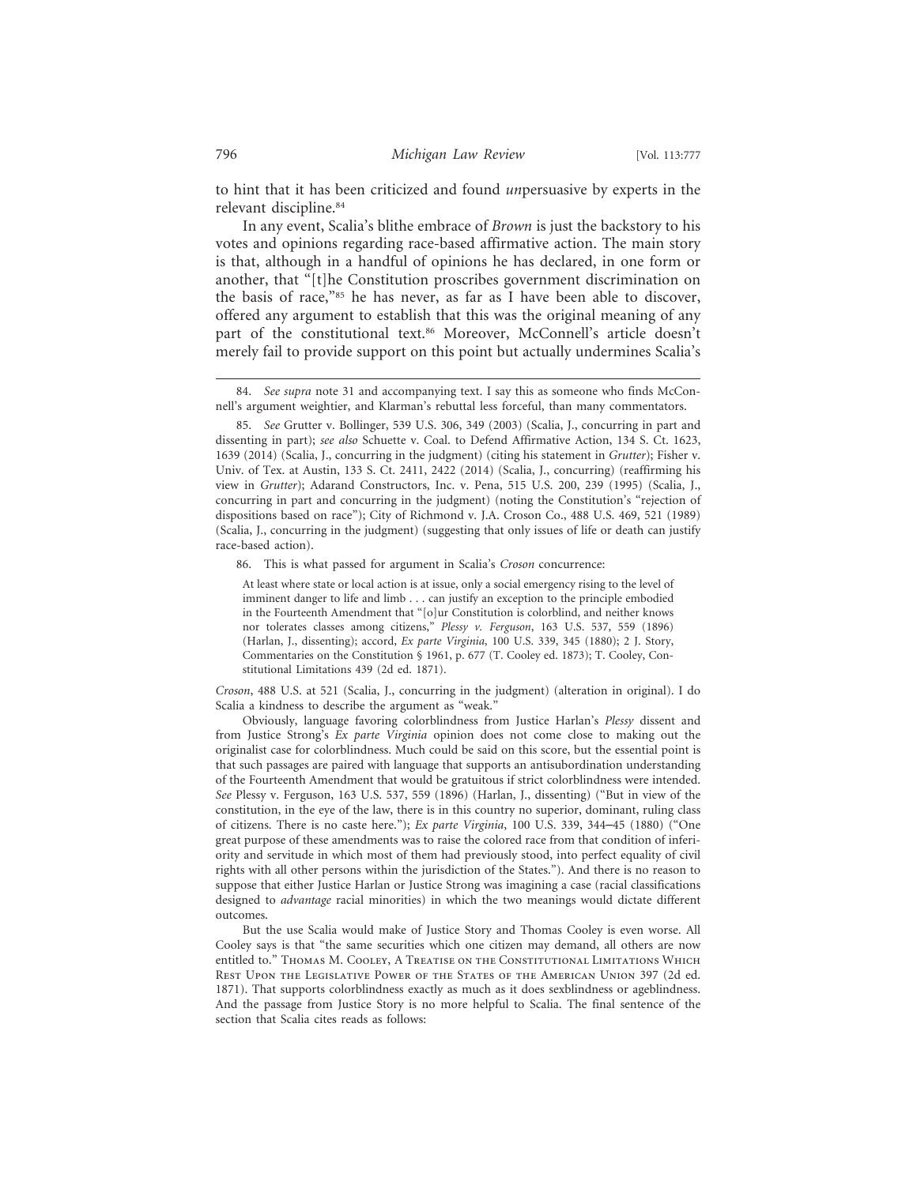to hint that it has been criticized and found *un*persuasive by experts in the relevant discipline.[84]

In any event, Scalia's blithe embrace of *Brown* is just the backstory to his votes and opinions regarding race-based affirmative action. The main story is that, although in a handful of opinions he has declared, in one form or another, that "[t]he Constitution proscribes government discrimination on the basis of race,"[85] he has never, as far as I have been able to discover, offered any argument to establish that this was the original meaning of any part of the constitutional text.[86] Moreover, McConnell's article doesn't merely fail to provide support on this point but actually undermines Scalia's

---

84. *See supra* note 31 and accompanying text. I say this as someone who finds McConnell's argument weightier, and Klarman's rebuttal less forceful, than many commentators.

85. *See* Grutter v. Bollinger, 539 U.S. 306, 349 (2003) (Scalia, J., concurring in part and dissenting in part); *see also* Schuette v. Coal. to Defend Affirmative Action, 134 S. Ct. 1623, 1639 (2014) (Scalia, J., concurring in the judgment) (citing his statement in *Grutter*); Fisher v. Univ. of Tex. at Austin, 133 S. Ct. 2411, 2422 (2014) (Scalia, J., concurring) (reaffirming his view in *Grutter*); Adarand Constructors, Inc. v. Pena, 515 U.S. 200, 239 (1995) (Scalia, J., concurring in part and concurring in the judgment) (noting the Constitution's "rejection of dispositions based on race"); City of Richmond v. J.A. Croson Co., 488 U.S. 469, 521 (1989) (Scalia, J., concurring in the judgment) (suggesting that only issues of life or death can justify race-based action).

86. This is what passed for argument in Scalia's *Croson* concurrence:

> At least where state or local action is at issue, only a social emergency rising to the level of imminent danger to life and limb . . . can justify an exception to the principle embodied in the Fourteenth Amendment that "[o]ur Constitution is colorblind, and neither knows nor tolerates classes among citizens," *Plessy v. Ferguson*, 163 U.S. 537, 559 (1896) (Harlan, J., dissenting); accord, *Ex parte Virginia*, 100 U.S. 339, 345 (1880); 2 J. Story, Commentaries on the Constitution § 1961, p. 677 (T. Cooley ed. 1873); T. Cooley, Constitutional Limitations 439 (2d ed. 1871).

*Croson*, 488 U.S. at 521 (Scalia, J., concurring in the judgment) (alteration in original). I do Scalia a kindness to describe the argument as "weak."

Obviously, language favoring colorblindness from Justice Harlan's *Plessy* dissent and from Justice Strong's *Ex parte Virginia* opinion does not come close to making out the originalist case for colorblindness. Much could be said on this score, but the essential point is that such passages are paired with language that supports an antisubordination understanding of the Fourteenth Amendment that would be gratuitous if strict colorblindness were intended. *See* Plessy v. Ferguson, 163 U.S. 537, 559 (1896) (Harlan, J., dissenting) ("But in view of the constitution, in the eye of the law, there is in this country no superior, dominant, ruling class of citizens. There is no caste here."); *Ex parte Virginia*, 100 U.S. 339, 344–45 (1880) ("One great purpose of these amendments was to raise the colored race from that condition of inferiority and servitude in which most of them had previously stood, into perfect equality of civil rights with all other persons within the jurisdiction of the States."). And there is no reason to suppose that either Justice Harlan or Justice Strong was imagining a case (racial classifications designed to *advantage* racial minorities) in which the two meanings would dictate different outcomes.

But the use Scalia would make of Justice Story and Thomas Cooley is even worse. All Cooley says is that "the same securities which one citizen may demand, all others are now entitled to." Thomas M. Cooley, A Treatise on the Constitutional Limitations Which Rest Upon the Legislative Power of the States of the American Union 397 (2d ed. 1871). That supports colorblindness exactly as much as it does sexblindness or ageblindness. And the passage from Justice Story is no more helpful to Scalia. The final sentence of the section that Scalia cites reads as follows: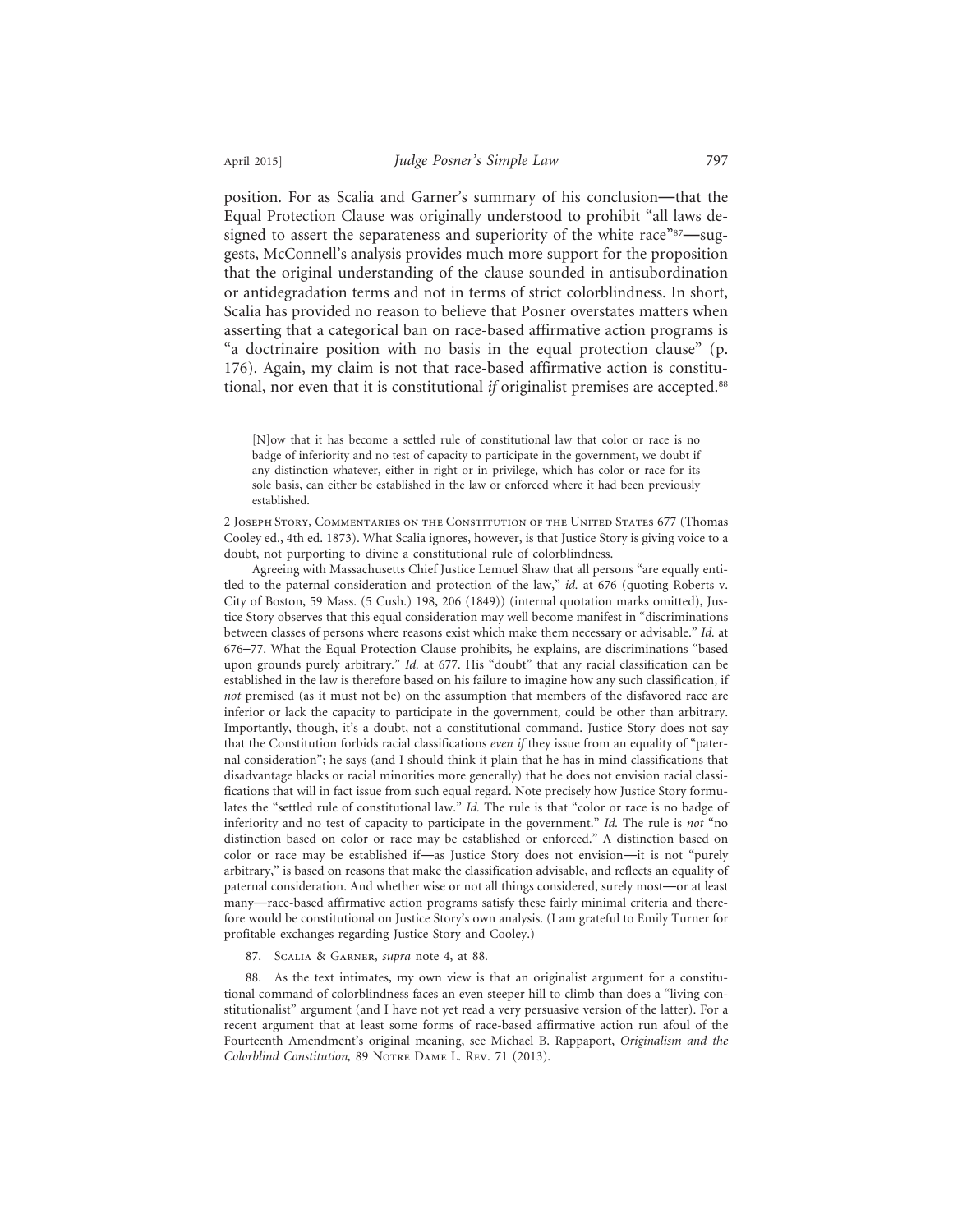position. For as Scalia and Garner's summary of his conclusion—that the Equal Protection Clause was originally understood to prohibit "all laws designed to assert the separateness and superiority of the white race"[87]—suggests, McConnell's analysis provides much more support for the proposition that the original understanding of the clause sounded in antisubordination or antidegradation terms and not in terms of strict colorblindness. In short, Scalia has provided no reason to believe that Posner overstates matters when asserting that a categorical ban on race-based affirmative action programs is "a doctrinaire position with no basis in the equal protection clause" (p. 176). Again, my claim is not that race-based affirmative action is constitutional, nor even that it is constitutional *if* originalist premises are accepted.[88]

---

> [N]ow that it has become a settled rule of constitutional law that color or race is no badge of inferiority and no test of capacity to participate in the government, we doubt if any distinction whatever, either in right or in privilege, which has color or race for its sole basis, can either be established in the law or enforced where it had been previously established.

2 Joseph Story, Commentaries on the Constitution of the United States 677 (Thomas Cooley ed., 4th ed. 1873). What Scalia ignores, however, is that Justice Story is giving voice to a doubt, not purporting to divine a constitutional rule of colorblindness.

Agreeing with Massachusetts Chief Justice Lemuel Shaw that all persons "are equally entitled to the paternal consideration and protection of the law," *id.* at 676 (quoting Roberts v. City of Boston, 59 Mass. (5 Cush.) 198, 206 (1849)) (internal quotation marks omitted), Justice Story observes that this equal consideration may well become manifest in "discriminations between classes of persons where reasons exist which make them necessary or advisable." *Id.* at 676–77. What the Equal Protection Clause prohibits, he explains, are discriminations "based upon grounds purely arbitrary." *Id.* at 677. His "doubt" that any racial classification can be established in the law is therefore based on his failure to imagine how any such classification, if *not* premised (as it must not be) on the assumption that members of the disfavored race are inferior or lack the capacity to participate in the government, could be other than arbitrary. Importantly, though, it's a doubt, not a constitutional command. Justice Story does not say that the Constitution forbids racial classifications *even if* they issue from an equality of "paternal consideration"; he says (and I should think it plain that he has in mind classifications that disadvantage blacks or racial minorities more generally) that he does not envision racial classifications that will in fact issue from such equal regard. Note precisely how Justice Story formulates the "settled rule of constitutional law." *Id.* The rule is that "color or race is no badge of inferiority and no test of capacity to participate in the government." *Id.* The rule is *not* "no distinction based on color or race may be established or enforced." A distinction based on color or race may be established if—as Justice Story does not envision—it is not "purely arbitrary," is based on reasons that make the classification advisable, and reflects an equality of paternal consideration. And whether wise or not all things considered, surely most—or at least many—race-based affirmative action programs satisfy these fairly minimal criteria and therefore would be constitutional on Justice Story's own analysis. (I am grateful to Emily Turner for profitable exchanges regarding Justice Story and Cooley.)

87. Scalia & Garner, *supra* note 4, at 88.

88. As the text intimates, my own view is that an originalist argument for a constitutional command of colorblindness faces an even steeper hill to climb than does a "living constitutionalist" argument (and I have not yet read a very persuasive version of the latter). For a recent argument that at least some forms of race-based affirmative action run afoul of the Fourteenth Amendment's original meaning, see Michael B. Rappaport, *Originalism and the Colorblind Constitution,* 89 Notre Dame L. Rev. 71 (2013).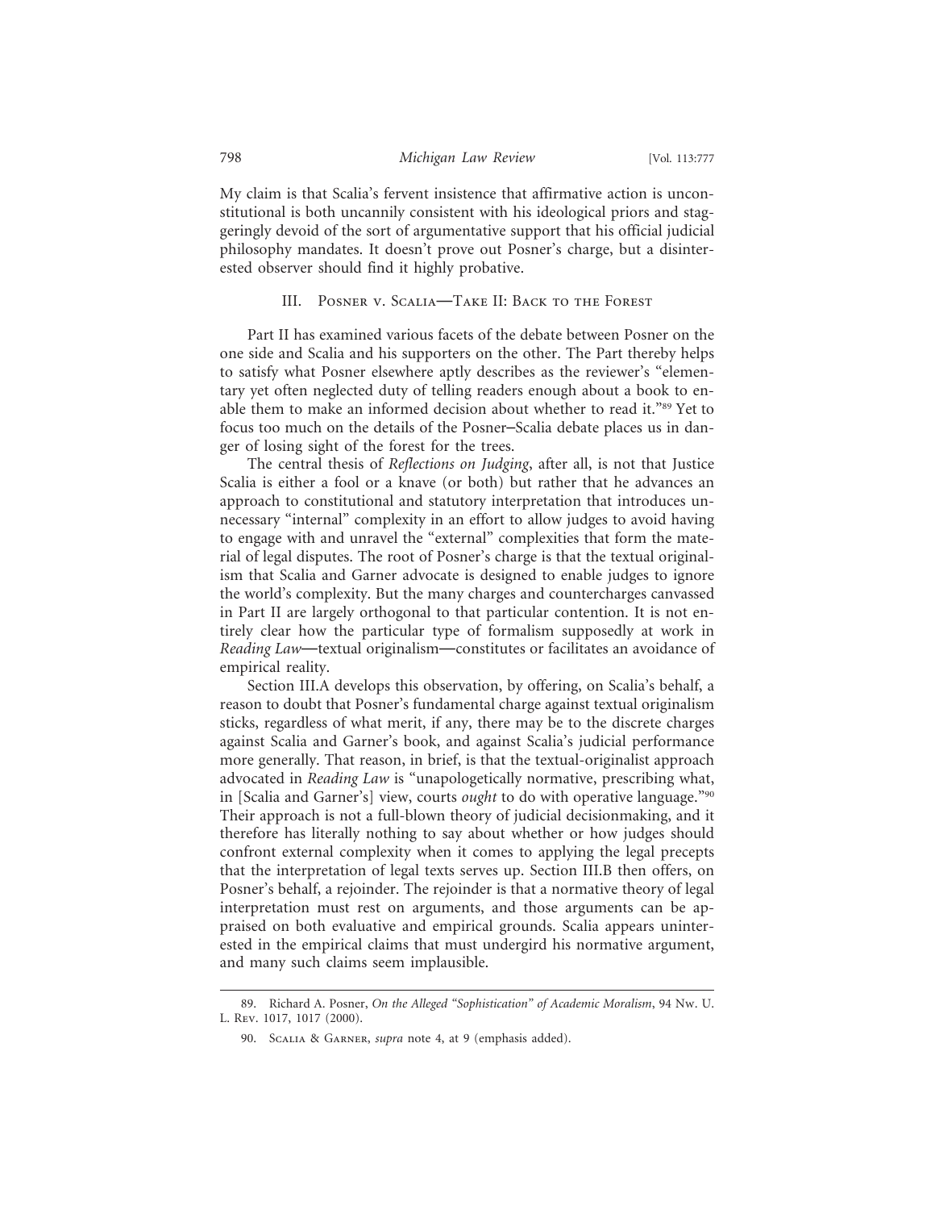My claim is that Scalia's fervent insistence that affirmative action is unconstitutional is both uncannily consistent with his ideological priors and staggeringly devoid of the sort of argumentative support that his official judicial philosophy mandates. It doesn't prove out Posner's charge, but a disinterested observer should find it highly probative.

## III. Posner v. Scalia—Take II: Back to the Forest

Part II has examined various facets of the debate between Posner on the one side and Scalia and his supporters on the other. The Part thereby helps to satisfy what Posner elsewhere aptly describes as the reviewer's "elementary yet often neglected duty of telling readers enough about a book to enable them to make an informed decision about whether to read it."[89] Yet to focus too much on the details of the Posner–Scalia debate places us in danger of losing sight of the forest for the trees.

The central thesis of *Reflections on Judging*, after all, is not that Justice Scalia is either a fool or a knave (or both) but rather that he advances an approach to constitutional and statutory interpretation that introduces unnecessary "internal" complexity in an effort to allow judges to avoid having to engage with and unravel the "external" complexities that form the material of legal disputes. The root of Posner's charge is that the textual originalism that Scalia and Garner advocate is designed to enable judges to ignore the world's complexity. But the many charges and countercharges canvassed in Part II are largely orthogonal to that particular contention. It is not entirely clear how the particular type of formalism supposedly at work in *Reading Law*—textual originalism—constitutes or facilitates an avoidance of empirical reality.

Section III.A develops this observation, by offering, on Scalia's behalf, a reason to doubt that Posner's fundamental charge against textual originalism sticks, regardless of what merit, if any, there may be to the discrete charges against Scalia and Garner's book, and against Scalia's judicial performance more generally. That reason, in brief, is that the textual-originalist approach advocated in *Reading Law* is "unapologetically normative, prescribing what, in [Scalia and Garner's] view, courts *ought* to do with operative language."[90] Their approach is not a full-blown theory of judicial decisionmaking, and it therefore has literally nothing to say about whether or how judges should confront external complexity when it comes to applying the legal precepts that the interpretation of legal texts serves up. Section III.B then offers, on Posner's behalf, a rejoinder. The rejoinder is that a normative theory of legal interpretation must rest on arguments, and those arguments can be appraised on both evaluative and empirical grounds. Scalia appears uninterested in the empirical claims that must undergird his normative argument, and many such claims seem implausible.

---

89. Richard A. Posner, *On the Alleged "Sophistication" of Academic Moralism*, 94 Nw. U. L. Rev. 1017, 1017 (2000).

90. Scalia & Garner, *supra* note 4, at 9 (emphasis added).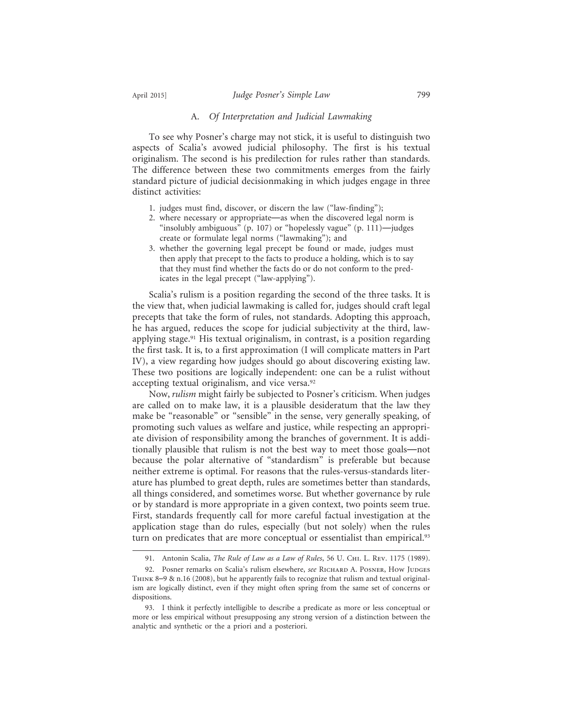### A. *Of Interpretation and Judicial Lawmaking*

To see why Posner's charge may not stick, it is useful to distinguish two aspects of Scalia's avowed judicial philosophy. The first is his textual originalism. The second is his predilection for rules rather than standards. The difference between these two commitments emerges from the fairly standard picture of judicial decisionmaking in which judges engage in three distinct activities:

1. judges must find, discover, or discern the law ("law-finding");
2. where necessary or appropriate—as when the discovered legal norm is "insolubly ambiguous" (p. 107) or "hopelessly vague" (p. 111)—judges create or formulate legal norms ("lawmaking"); and
3. whether the governing legal precept be found or made, judges must then apply that precept to the facts to produce a holding, which is to say that they must find whether the facts do or do not conform to the predicates in the legal precept ("law-applying").

Scalia's rulism is a position regarding the second of the three tasks. It is the view that, when judicial lawmaking is called for, judges should craft legal precepts that take the form of rules, not standards. Adopting this approach, he has argued, reduces the scope for judicial subjectivity at the third, law-applying stage.[91] His textual originalism, in contrast, is a position regarding the first task. It is, to a first approximation (I will complicate matters in Part IV), a view regarding how judges should go about discovering existing law. These two positions are logically independent: one can be a rulist without accepting textual originalism, and vice versa.[92]

Now, *rulism* might fairly be subjected to Posner's criticism. When judges are called on to make law, it is a plausible desideratum that the law they make be "reasonable" or "sensible" in the sense, very generally speaking, of promoting such values as welfare and justice, while respecting an appropriate division of responsibility among the branches of government. It is additionally plausible that rulism is not the best way to meet those goals—not because the polar alternative of "standardism" is preferable but because neither extreme is optimal. For reasons that the rules-versus-standards literature has plumbed to great depth, rules are sometimes better than standards, all things considered, and sometimes worse. But whether governance by rule or by standard is more appropriate in a given context, two points seem true. First, standards frequently call for more careful factual investigation at the application stage than do rules, especially (but not solely) when the rules turn on predicates that are more conceptual or essentialist than empirical.[93]

---

91. Antonin Scalia, *The Rule of Law as a Law of Rules*, 56 U. Chi. L. Rev. 1175 (1989).

92. Posner remarks on Scalia's rulism elsewhere, *see* Richard A. Posner, How Judges Think 8–9 & n.16 (2008), but he apparently fails to recognize that rulism and textual originalism are logically distinct, even if they might often spring from the same set of concerns or dispositions.

93. I think it perfectly intelligible to describe a predicate as more or less conceptual or more or less empirical without presupposing any strong version of a distinction between the analytic and synthetic or the a priori and a posteriori.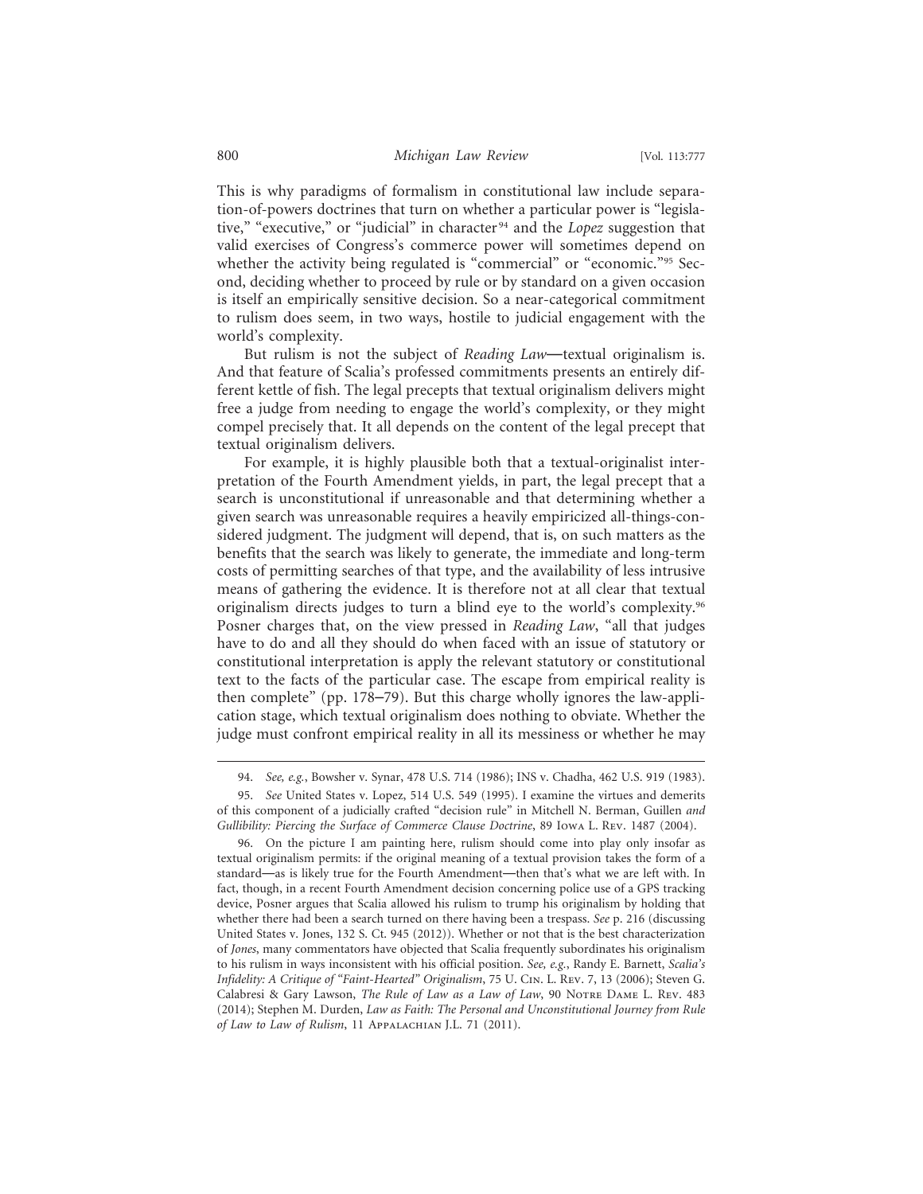This is why paradigms of formalism in constitutional law include separation-of-powers doctrines that turn on whether a particular power is "legislative," "executive," or "judicial" in character[94] and the *Lopez* suggestion that valid exercises of Congress's commerce power will sometimes depend on whether the activity being regulated is "commercial" or "economic."[95] Second, deciding whether to proceed by rule or by standard on a given occasion is itself an empirically sensitive decision. So a near-categorical commitment to rulism does seem, in two ways, hostile to judicial engagement with the world's complexity.

But rulism is not the subject of *Reading Law*—textual originalism is. And that feature of Scalia's professed commitments presents an entirely different kettle of fish. The legal precepts that textual originalism delivers might free a judge from needing to engage the world's complexity, or they might compel precisely that. It all depends on the content of the legal precept that textual originalism delivers.

For example, it is highly plausible both that a textual-originalist interpretation of the Fourth Amendment yields, in part, the legal precept that a search is unconstitutional if unreasonable and that determining whether a given search was unreasonable requires a heavily empiricized all-things-considered judgment. The judgment will depend, that is, on such matters as the benefits that the search was likely to generate, the immediate and long-term costs of permitting searches of that type, and the availability of less intrusive means of gathering the evidence. It is therefore not at all clear that textual originalism directs judges to turn a blind eye to the world's complexity.[96] Posner charges that, on the view pressed in *Reading Law*, "all that judges have to do and all they should do when faced with an issue of statutory or constitutional interpretation is apply the relevant statutory or constitutional text to the facts of the particular case. The escape from empirical reality is then complete" (pp. 178–79). But this charge wholly ignores the law-application stage, which textual originalism does nothing to obviate. Whether the judge must confront empirical reality in all its messiness or whether he may

---

94. *See, e.g.*, Bowsher v. Synar, 478 U.S. 714 (1986); INS v. Chadha, 462 U.S. 919 (1983).

95. *See* United States v. Lopez, 514 U.S. 549 (1995). I examine the virtues and demerits of this component of a judicially crafted "decision rule" in Mitchell N. Berman, Guillen *and Gullibility: Piercing the Surface of Commerce Clause Doctrine*, 89 Iowa L. Rev. 1487 (2004).

96. On the picture I am painting here, rulism should come into play only insofar as textual originalism permits: if the original meaning of a textual provision takes the form of a standard—as is likely true for the Fourth Amendment—then that's what we are left with. In fact, though, in a recent Fourth Amendment decision concerning police use of a GPS tracking device, Posner argues that Scalia allowed his rulism to trump his originalism by holding that whether there had been a search turned on there having been a trespass. *See* p. 216 (discussing United States v. Jones, 132 S. Ct. 945 (2012)). Whether or not that is the best characterization of *Jones*, many commentators have objected that Scalia frequently subordinates his originalism to his rulism in ways inconsistent with his official position. *See, e.g.*, Randy E. Barnett, *Scalia's Infidelity: A Critique of "Faint-Hearted" Originalism*, 75 U. Cin. L. Rev. 7, 13 (2006); Steven G. Calabresi & Gary Lawson, *The Rule of Law as a Law of Law*, 90 Notre Dame L. Rev. 483 (2014); Stephen M. Durden, *Law as Faith: The Personal and Unconstitutional Journey from Rule of Law to Law of Rulism*, 11 Appalachian J.L. 71 (2011).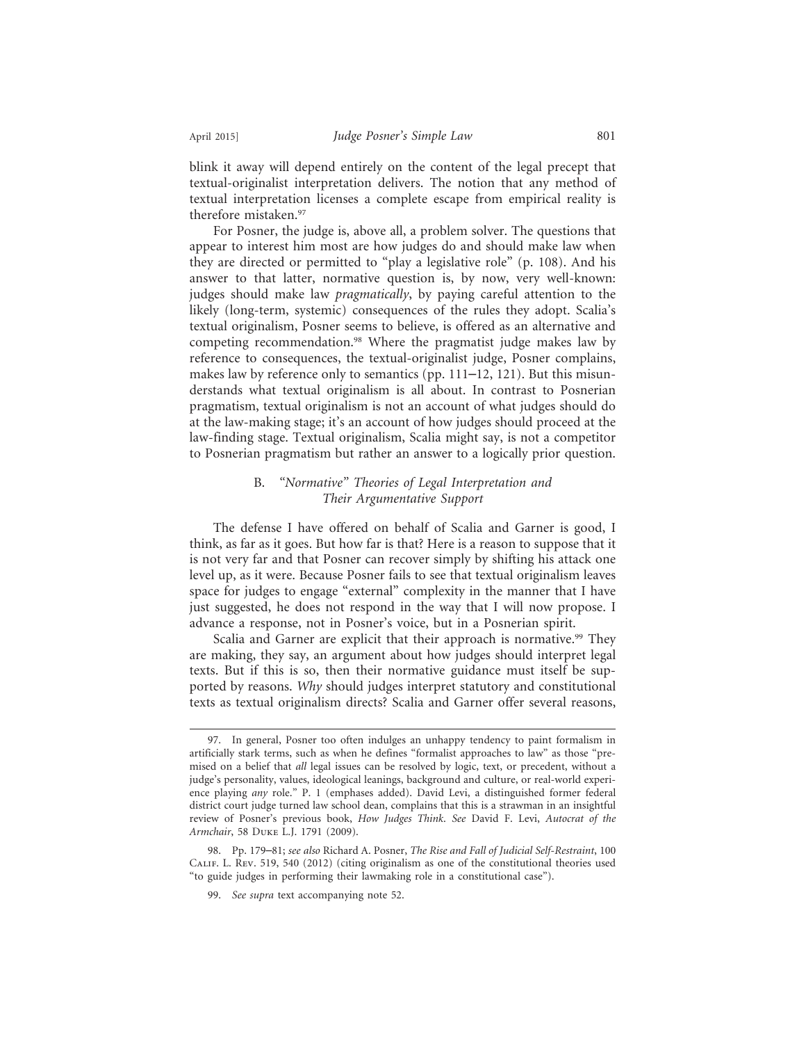blink it away will depend entirely on the content of the legal precept that textual-originalist interpretation delivers. The notion that any method of textual interpretation licenses a complete escape from empirical reality is therefore mistaken.[97]

For Posner, the judge is, above all, a problem solver. The questions that appear to interest him most are how judges do and should make law when they are directed or permitted to "play a legislative role" (p. 108). And his answer to that latter, normative question is, by now, very well-known: judges should make law *pragmatically*, by paying careful attention to the likely (long-term, systemic) consequences of the rules they adopt. Scalia's textual originalism, Posner seems to believe, is offered as an alternative and competing recommendation.[98] Where the pragmatist judge makes law by reference to consequences, the textual-originalist judge, Posner complains, makes law by reference only to semantics (pp. 111–12, 121). But this misunderstands what textual originalism is all about. In contrast to Posnerian pragmatism, textual originalism is not an account of what judges should do at the law-making stage; it's an account of how judges should proceed at the law-finding stage. Textual originalism, Scalia might say, is not a competitor to Posnerian pragmatism but rather an answer to a logically prior question.

### B. *"Normative" Theories of Legal Interpretation and Their Argumentative Support*

The defense I have offered on behalf of Scalia and Garner is good, I think, as far as it goes. But how far is that? Here is a reason to suppose that it is not very far and that Posner can recover simply by shifting his attack one level up, as it were. Because Posner fails to see that textual originalism leaves space for judges to engage "external" complexity in the manner that I have just suggested, he does not respond in the way that I will now propose. I advance a response, not in Posner's voice, but in a Posnerian spirit.

Scalia and Garner are explicit that their approach is normative.[99] They are making, they say, an argument about how judges should interpret legal texts. But if this is so, then their normative guidance must itself be supported by reasons. *Why* should judges interpret statutory and constitutional texts as textual originalism directs? Scalia and Garner offer several reasons,

---

97. In general, Posner too often indulges an unhappy tendency to paint formalism in artificially stark terms, such as when he defines "formalist approaches to law" as those "premised on a belief that *all* legal issues can be resolved by logic, text, or precedent, without a judge's personality, values, ideological leanings, background and culture, or real-world experience playing *any* role." P. 1 (emphases added). David Levi, a distinguished former federal district court judge turned law school dean, complains that this is a strawman in an insightful review of Posner's previous book, *How Judges Think*. *See* David F. Levi, *Autocrat of the Armchair*, 58 Duke L.J. 1791 (2009).

98. Pp. 179–81; *see also* Richard A. Posner, *The Rise and Fall of Judicial Self-Restraint*, 100 Calif. L. Rev. 519, 540 (2012) (citing originalism as one of the constitutional theories used "to guide judges in performing their lawmaking role in a constitutional case").

99. *See supra* text accompanying note 52.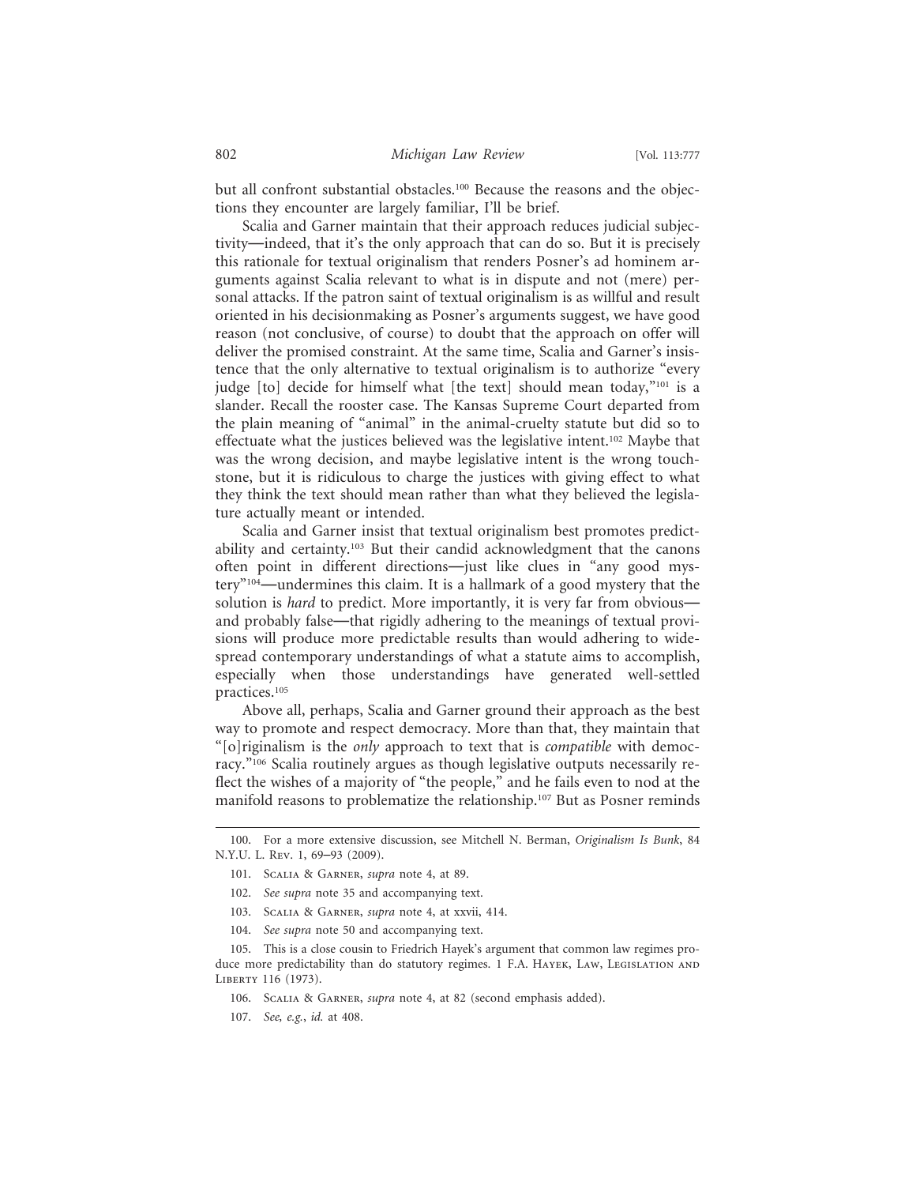but all confront substantial obstacles.[100] Because the reasons and the objections they encounter are largely familiar, I'll be brief.

Scalia and Garner maintain that their approach reduces judicial subjectivity—indeed, that it's the only approach that can do so. But it is precisely this rationale for textual originalism that renders Posner's ad hominem arguments against Scalia relevant to what is in dispute and not (mere) personal attacks. If the patron saint of textual originalism is as willful and result oriented in his decisionmaking as Posner's arguments suggest, we have good reason (not conclusive, of course) to doubt that the approach on offer will deliver the promised constraint. At the same time, Scalia and Garner's insistence that the only alternative to textual originalism is to authorize "every judge [to] decide for himself what [the text] should mean today,"[101] is a slander. Recall the rooster case. The Kansas Supreme Court departed from the plain meaning of "animal" in the animal-cruelty statute but did so to effectuate what the justices believed was the legislative intent.[102] Maybe that was the wrong decision, and maybe legislative intent is the wrong touchstone, but it is ridiculous to charge the justices with giving effect to what they think the text should mean rather than what they believed the legislature actually meant or intended.

Scalia and Garner insist that textual originalism best promotes predictability and certainty.[103] But their candid acknowledgment that the canons often point in different directions—just like clues in "any good mystery"[104]—undermines this claim. It is a hallmark of a good mystery that the solution is *hard* to predict. More importantly, it is very far from obvious—and probably false—that rigidly adhering to the meanings of textual provisions will produce more predictable results than would adhering to widespread contemporary understandings of what a statute aims to accomplish, especially when those understandings have generated well-settled practices.[105]

Above all, perhaps, Scalia and Garner ground their approach as the best way to promote and respect democracy. More than that, they maintain that "[o]riginalism is the *only* approach to text that is *compatible* with democracy."[106] Scalia routinely argues as though legislative outputs necessarily reflect the wishes of a majority of "the people," and he fails even to nod at the manifold reasons to problematize the relationship.[107] But as Posner reminds

---

100. For a more extensive discussion, see Mitchell N. Berman, *Originalism Is Bunk*, 84 N.Y.U. L. Rev. 1, 69–93 (2009).

101. Scalia & Garner, *supra* note 4, at 89.

102. *See supra* note 35 and accompanying text.

103. Scalia & Garner, *supra* note 4, at xxvii, 414.

104. *See supra* note 50 and accompanying text.

105. This is a close cousin to Friedrich Hayek's argument that common law regimes produce more predictability than do statutory regimes. 1 F.A. Hayek, Law, Legislation and Liberty 116 (1973).

106. Scalia & Garner, *supra* note 4, at 82 (second emphasis added).

107. *See, e.g.*, *id.* at 408.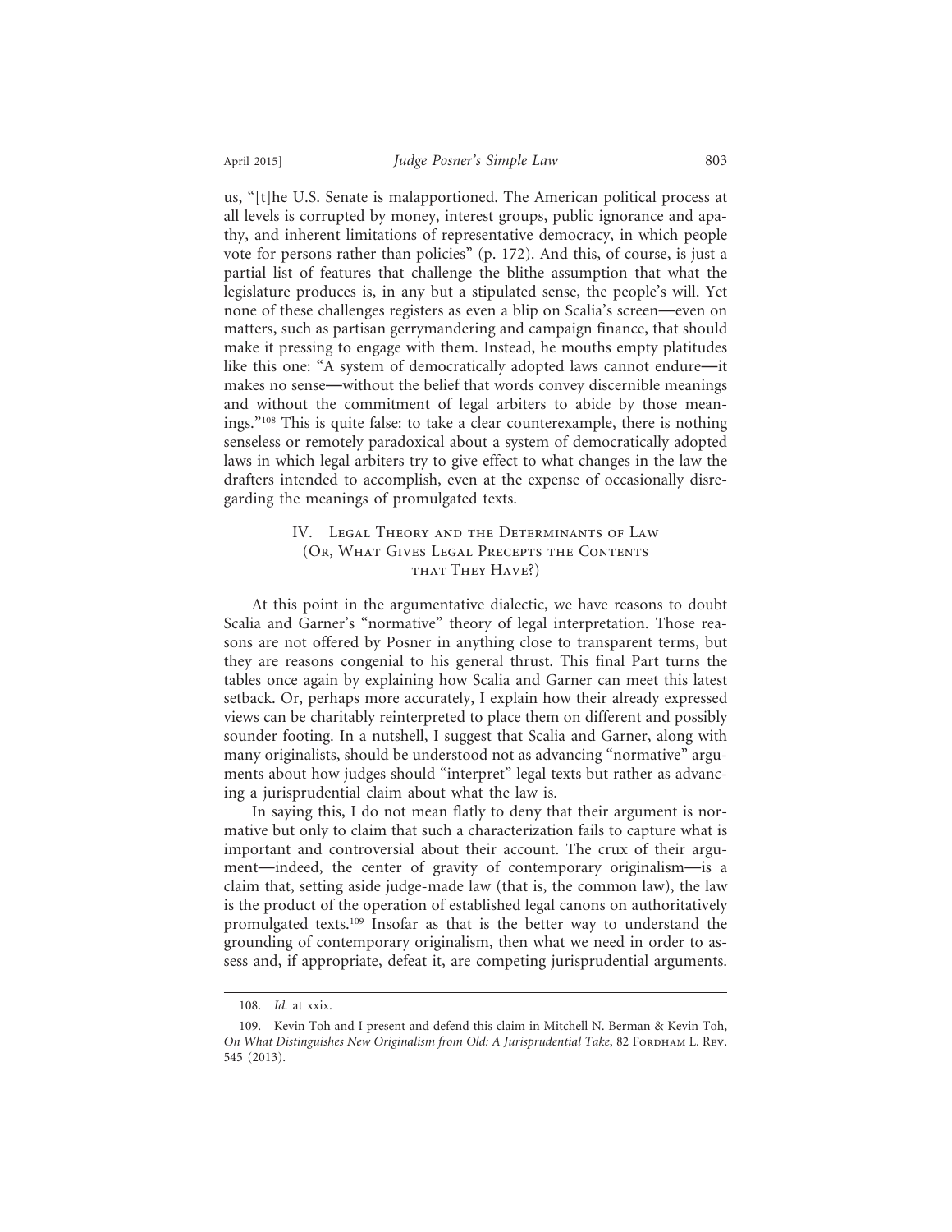us, "[t]he U.S. Senate is malapportioned. The American political process at all levels is corrupted by money, interest groups, public ignorance and apathy, and inherent limitations of representative democracy, in which people vote for persons rather than policies" (p. 172). And this, of course, is just a partial list of features that challenge the blithe assumption that what the legislature produces is, in any but a stipulated sense, the people's will. Yet none of these challenges registers as even a blip on Scalia's screen—even on matters, such as partisan gerrymandering and campaign finance, that should make it pressing to engage with them. Instead, he mouths empty platitudes like this one: "A system of democratically adopted laws cannot endure—it makes no sense—without the belief that words convey discernible meanings and without the commitment of legal arbiters to abide by those meanings."[108] This is quite false: to take a clear counterexample, there is nothing senseless or remotely paradoxical about a system of democratically adopted laws in which legal arbiters try to give effect to what changes in the law the drafters intended to accomplish, even at the expense of occasionally disregarding the meanings of promulgated texts.

## IV. Legal Theory and the Determinants of Law (Or, What Gives Legal Precepts the Contents that They Have?)

At this point in the argumentative dialectic, we have reasons to doubt Scalia and Garner's "normative" theory of legal interpretation. Those reasons are not offered by Posner in anything close to transparent terms, but they are reasons congenial to his general thrust. This final Part turns the tables once again by explaining how Scalia and Garner can meet this latest setback. Or, perhaps more accurately, I explain how their already expressed views can be charitably reinterpreted to place them on different and possibly sounder footing. In a nutshell, I suggest that Scalia and Garner, along with many originalists, should be understood not as advancing "normative" arguments about how judges should "interpret" legal texts but rather as advancing a jurisprudential claim about what the law is.

In saying this, I do not mean flatly to deny that their argument is normative but only to claim that such a characterization fails to capture what is important and controversial about their account. The crux of their argument—indeed, the center of gravity of contemporary originalism—is a claim that, setting aside judge-made law (that is, the common law), the law is the product of the operation of established legal canons on authoritatively promulgated texts.[109] Insofar as that is the better way to understand the grounding of contemporary originalism, then what we need in order to assess and, if appropriate, defeat it, are competing jurisprudential arguments.

---

108. *Id.* at xxix.

109. Kevin Toh and I present and defend this claim in Mitchell N. Berman & Kevin Toh, *On What Distinguishes New Originalism from Old: A Jurisprudential Take*, 82 Fordham L. Rev. 545 (2013).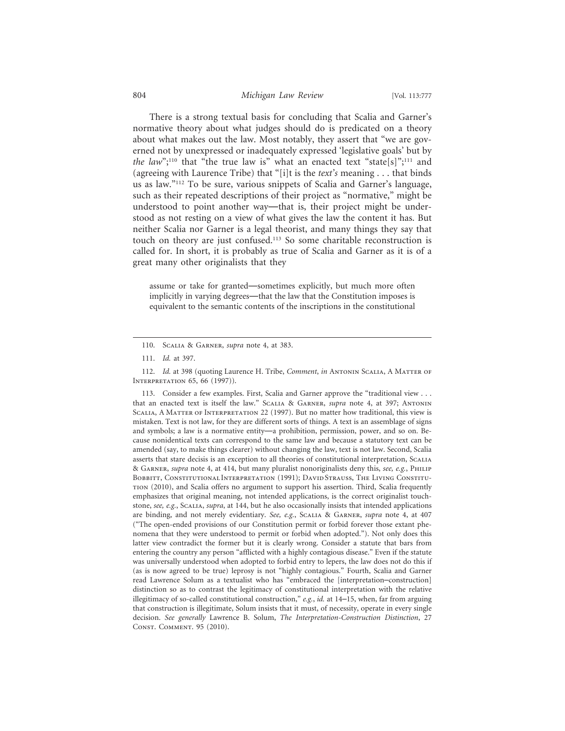There is a strong textual basis for concluding that Scalia and Garner's normative theory about what judges should do is predicated on a theory about what makes out the law. Most notably, they assert that "we are governed not by unexpressed or inadequately expressed 'legislative goals' but by *the law*";[110] that "the true law is" what an enacted text "state[s]";[111] and (agreeing with Laurence Tribe) that "[i]t is the *text's* meaning . . . that binds us as law."[112] To be sure, various snippets of Scalia and Garner's language, such as their repeated descriptions of their project as "normative," might be understood to point another way—that is, their project might be understood as not resting on a view of what gives the law the content it has. But neither Scalia nor Garner is a legal theorist, and many things they say that touch on theory are just confused.[113] So some charitable reconstruction is called for. In short, it is probably as true of Scalia and Garner as it is of a great many other originalists that they

> assume or take for granted—sometimes explicitly, but much more often implicitly in varying degrees—that the law that the Constitution imposes is equivalent to the semantic contents of the inscriptions in the constitutional

---

110. Scalia & Garner, *supra* note 4, at 383.

111. *Id.* at 397.

112. *Id.* at 398 (quoting Laurence H. Tribe, *Comment*, *in* Antonin Scalia, A Matter of Interpretation 65, 66 (1997)).

113. Consider a few examples. First, Scalia and Garner approve the "traditional view . . . that an enacted text is itself the law." Scalia & Garner, *supra* note 4, at 397; Antonin Scalia, A Matter of Interpretation 22 (1997). But no matter how traditional, this view is mistaken. Text is not law, for they are different sorts of things. A text is an assemblage of signs and symbols; a law is a normative entity—a prohibition, permission, power, and so on. Because nonidentical texts can correspond to the same law and because a statutory text can be amended (say, to make things clearer) without changing the law, text is not law. Second, Scalia asserts that stare decisis is an exception to all theories of constitutional interpretation, Scalia & Garner, *supra* note 4, at 414, but many pluralist nonoriginalists deny this, *see, e.g.*, Philip Bobbitt, Constitutional Interpretation (1991); David Strauss, The Living Constitution (2010), and Scalia offers no argument to support his assertion. Third, Scalia frequently emphasizes that original meaning, not intended applications, is the correct originalist touchstone, *see, e.g.*, Scalia, *supra*, at 144, but he also occasionally insists that intended applications are binding, and not merely evidentiary. *See, e.g.*, Scalia & Garner, *supra* note 4, at 407 ("The open-ended provisions of our Constitution permit or forbid forever those extant phenomena that they were understood to permit or forbid when adopted."). Not only does this latter view contradict the former but it is clearly wrong. Consider a statute that bars from entering the country any person "afflicted with a highly contagious disease." Even if the statute was universally understood when adopted to forbid entry to lepers, the law does not do this if (as is now agreed to be true) leprosy is not "highly contagious." Fourth, Scalia and Garner read Lawrence Solum as a textualist who has "embraced the [interpretation–construction] distinction so as to contrast the legitimacy of constitutional interpretation with the relative illegitimacy of so-called constitutional construction," *e.g.*, *id.* at 14–15, when, far from arguing that construction is illegitimate, Solum insists that it must, of necessity, operate in every single decision. *See generally* Lawrence B. Solum, *The Interpretation-Construction Distinction*, 27 Const. Comment. 95 (2010).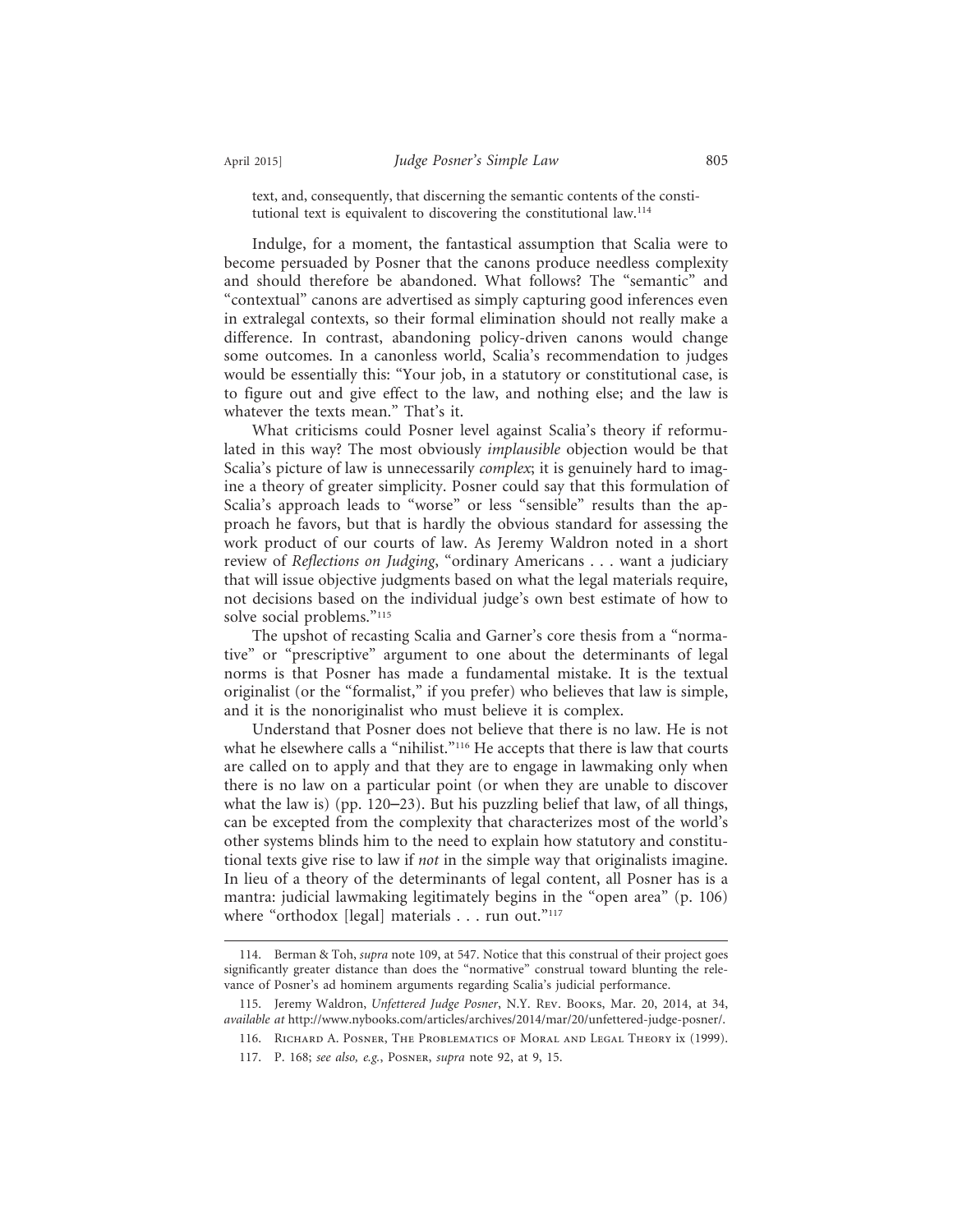text, and, consequently, that discerning the semantic contents of the constitutional text is equivalent to discovering the constitutional law.[114]

Indulge, for a moment, the fantastical assumption that Scalia were to become persuaded by Posner that the canons produce needless complexity and should therefore be abandoned. What follows? The "semantic" and "contextual" canons are advertised as simply capturing good inferences even in extralegal contexts, so their formal elimination should not really make a difference. In contrast, abandoning policy-driven canons would change some outcomes. In a canonless world, Scalia's recommendation to judges would be essentially this: "Your job, in a statutory or constitutional case, is to figure out and give effect to the law, and nothing else; and the law is whatever the texts mean." That's it.

What criticisms could Posner level against Scalia's theory if reformulated in this way? The most obviously *implausible* objection would be that Scalia's picture of law is unnecessarily *complex*; it is genuinely hard to imagine a theory of greater simplicity. Posner could say that this formulation of Scalia's approach leads to "worse" or less "sensible" results than the approach he favors, but that is hardly the obvious standard for assessing the work product of our courts of law. As Jeremy Waldron noted in a short review of *Reflections on Judging*, "ordinary Americans . . . want a judiciary that will issue objective judgments based on what the legal materials require, not decisions based on the individual judge's own best estimate of how to solve social problems."[115]

The upshot of recasting Scalia and Garner's core thesis from a "normative" or "prescriptive" argument to one about the determinants of legal norms is that Posner has made a fundamental mistake. It is the textual originalist (or the "formalist," if you prefer) who believes that law is simple, and it is the nonoriginalist who must believe it is complex.

Understand that Posner does not believe that there is no law. He is not what he elsewhere calls a "nihilist."[116] He accepts that there is law that courts are called on to apply and that they are to engage in lawmaking only when there is no law on a particular point (or when they are unable to discover what the law is) (pp. 120–23). But his puzzling belief that law, of all things, can be excepted from the complexity that characterizes most of the world's other systems blinds him to the need to explain how statutory and constitutional texts give rise to law if *not* in the simple way that originalists imagine. In lieu of a theory of the determinants of legal content, all Posner has is a mantra: judicial lawmaking legitimately begins in the "open area" (p. 106) where "orthodox [legal] materials . . . run out."[117]

---

114. Berman & Toh, *supra* note 109, at 547. Notice that this construal of their project goes significantly greater distance than does the "normative" construal toward blunting the relevance of Posner's ad hominem arguments regarding Scalia's judicial performance.

115. Jeremy Waldron, *Unfettered Judge Posner*, N.Y. Rev. Books, Mar. 20, 2014, at 34, *available at* http://www.nybooks.com/articles/archives/2014/mar/20/unfettered-judge-posner/.

116. Richard A. Posner, The Problematics of Moral and Legal Theory ix (1999).

117. P. 168; *see also, e.g.*, Posner, *supra* note 92, at 9, 15.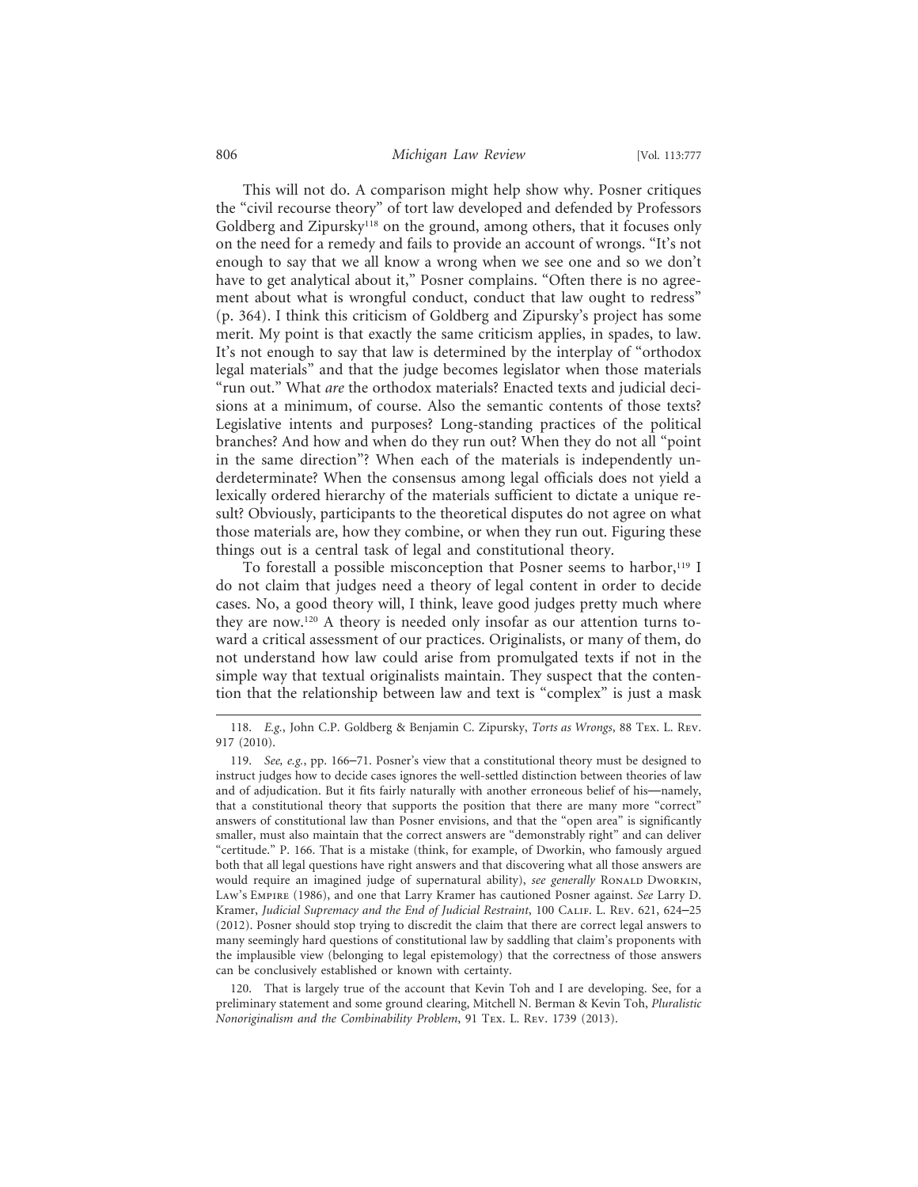This will not do. A comparison might help show why. Posner critiques the "civil recourse theory" of tort law developed and defended by Professors Goldberg and Zipursky[118] on the ground, among others, that it focuses only on the need for a remedy and fails to provide an account of wrongs. "It's not enough to say that we all know a wrong when we see one and so we don't have to get analytical about it," Posner complains. "Often there is no agreement about what is wrongful conduct, conduct that law ought to redress" (p. 364). I think this criticism of Goldberg and Zipursky's project has some merit. My point is that exactly the same criticism applies, in spades, to law. It's not enough to say that law is determined by the interplay of "orthodox legal materials" and that the judge becomes legislator when those materials "run out." What *are* the orthodox materials? Enacted texts and judicial decisions at a minimum, of course. Also the semantic contents of those texts? Legislative intents and purposes? Long-standing practices of the political branches? And how and when do they run out? When they do not all "point in the same direction"? When each of the materials is independently underdeterminate? When the consensus among legal officials does not yield a lexically ordered hierarchy of the materials sufficient to dictate a unique result? Obviously, participants to the theoretical disputes do not agree on what those materials are, how they combine, or when they run out. Figuring these things out is a central task of legal and constitutional theory.

To forestall a possible misconception that Posner seems to harbor,[119] I do not claim that judges need a theory of legal content in order to decide cases. No, a good theory will, I think, leave good judges pretty much where they are now.[120] A theory is needed only insofar as our attention turns toward a critical assessment of our practices. Originalists, or many of them, do not understand how law could arise from promulgated texts if not in the simple way that textual originalists maintain. They suspect that the contention that the relationship between law and text is "complex" is just a mask

118. *E.g.*, John C.P. Goldberg & Benjamin C. Zipursky, *Torts as Wrongs*, 88 Tex. L. Rev. 917 (2010).

119. *See, e.g.*, pp. 166–71. Posner's view that a constitutional theory must be designed to instruct judges how to decide cases ignores the well-settled distinction between theories of law and of adjudication. But it fits fairly naturally with another erroneous belief of his—namely, that a constitutional theory that supports the position that there are many more "correct" answers of constitutional law than Posner envisions, and that the "open area" is significantly smaller, must also maintain that the correct answers are "demonstrably right" and can deliver "certitude." P. 166. That is a mistake (think, for example, of Dworkin, who famously argued both that all legal questions have right answers and that discovering what all those answers are would require an imagined judge of supernatural ability), *see generally* Ronald Dworkin, Law's Empire (1986), and one that Larry Kramer has cautioned Posner against. *See* Larry D. Kramer, *Judicial Supremacy and the End of Judicial Restraint*, 100 Calif. L. Rev. 621, 624–25 (2012). Posner should stop trying to discredit the claim that there are correct legal answers to many seemingly hard questions of constitutional law by saddling that claim's proponents with the implausible view (belonging to legal epistemology) that the correctness of those answers can be conclusively established or known with certainty.

120. That is largely true of the account that Kevin Toh and I are developing. See, for a preliminary statement and some ground clearing, Mitchell N. Berman & Kevin Toh, *Pluralistic Nonoriginalism and the Combinability Problem*, 91 Tex. L. Rev. 1739 (2013).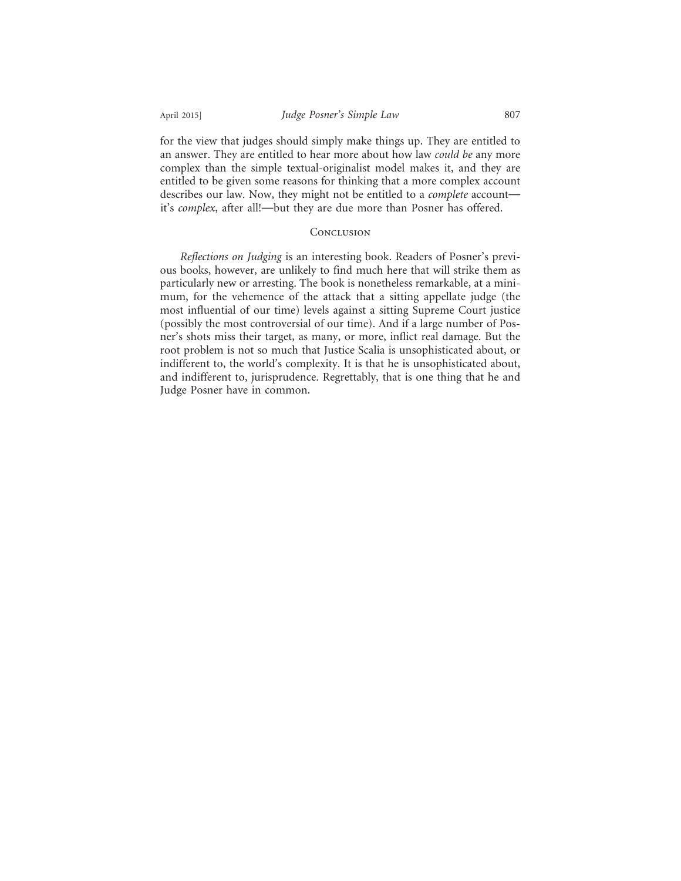for the view that judges should simply make things up. They are entitled to an answer. They are entitled to hear more about how law *could be* any more complex than the simple textual-originalist model makes it, and they are entitled to be given some reasons for thinking that a more complex account describes our law. Now, they might not be entitled to a *complete* account—it's *complex*, after all!—but they are due more than Posner has offered.

## Conclusion

*Reflections on Judging* is an interesting book. Readers of Posner's previous books, however, are unlikely to find much here that will strike them as particularly new or arresting. The book is nonetheless remarkable, at a minimum, for the vehemence of the attack that a sitting appellate judge (the most influential of our time) levels against a sitting Supreme Court justice (possibly the most controversial of our time). And if a large number of Posner's shots miss their target, as many, or more, inflict real damage. But the root problem is not so much that Justice Scalia is unsophisticated about, or indifferent to, the world's complexity. It is that he is unsophisticated about, and indifferent to, jurisprudence. Regrettably, that is one thing that he and Judge Posner have in common.